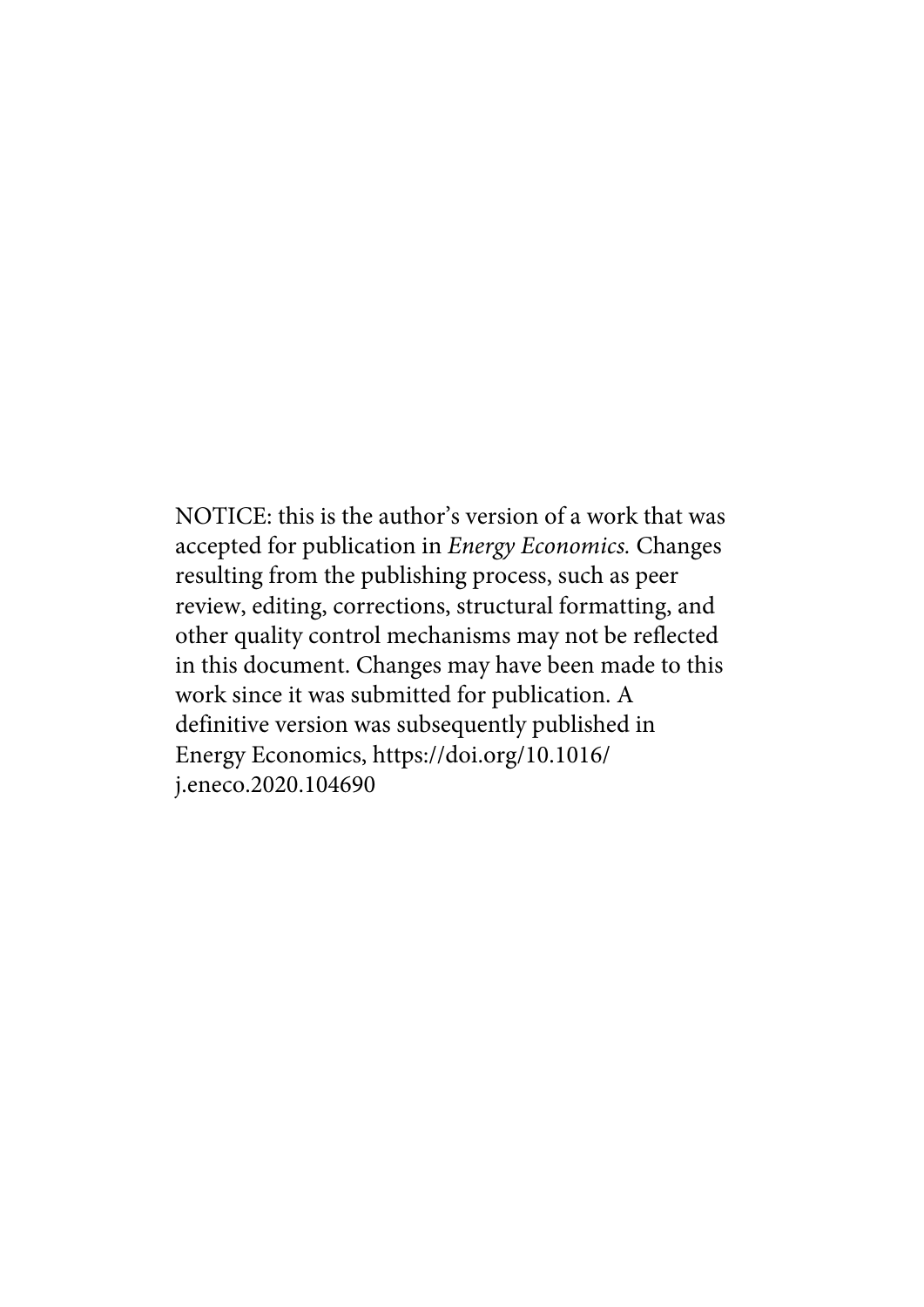NOTICE: this is the author's version of a work that was accepted for publication in *Energy Economics.* Changes resulting from the publishing process, such as peer review, editing, corrections, structural formatting, and other quality control mechanisms may not be reflected in this document. Changes may have been made to this work since it was submitted for publication. A definitive version was subsequently published in Energy Economics, https://doi.org/10.1016/j.eneco.2020.104690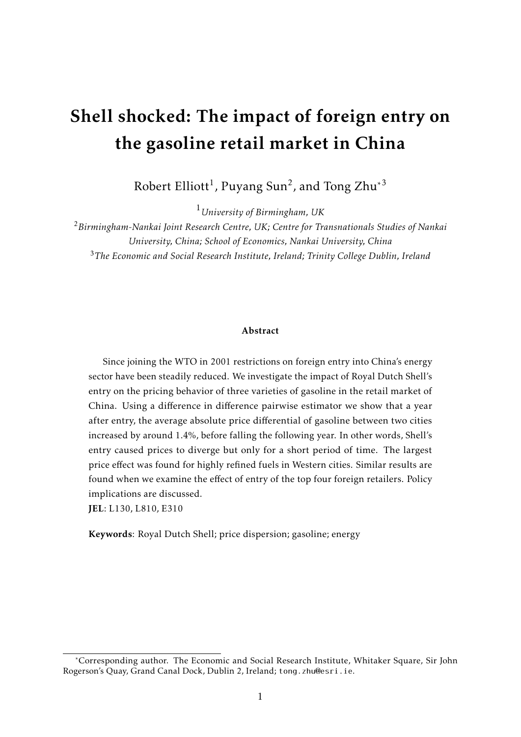# Shell shocked: The impact of foreign entry on the gasoline retail market in China

Robert Elliott[1], Puyang Sun[2], and Tong Zhu[*3]

[1]*University of Birmingham, UK*

[2]*Birmingham-Nankai Joint Research Centre, UK; Centre for Transnationals Studies of Nankai University, China; School of Economics, Nankai University, China*

[3]*The Economic and Social Research Institute, Ireland; Trinity College Dublin, Ireland*

**Abstract**

Since joining the WTO in 2001 restrictions on foreign entry into China's energy sector have been steadily reduced. We investigate the impact of Royal Dutch Shell's entry on the pricing behavior of three varieties of gasoline in the retail market of China. Using a difference in difference pairwise estimator we show that a year after entry, the average absolute price differential of gasoline between two cities increased by around 1.4%, before falling the following year. In other words, Shell's entry caused prices to diverge but only for a short period of time. The largest price effect was found for highly refined fuels in Western cities. Similar results are found when we examine the effect of entry of the top four foreign retailers. Policy implications are discussed.

**JEL**: L130, L810, E310

**Keywords**: Royal Dutch Shell; price dispersion; gasoline; energy

[*]Corresponding author. The Economic and Social Research Institute, Whitaker Square, Sir John Rogerson's Quay, Grand Canal Dock, Dublin 2, Ireland; tong.zhu@esri.ie.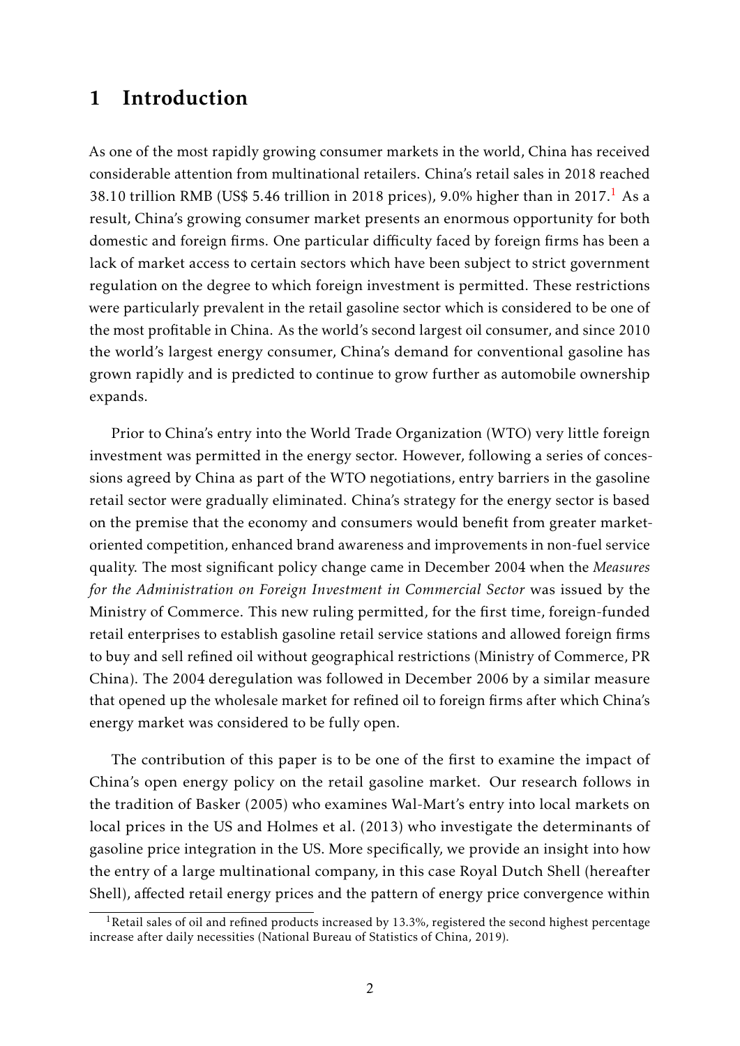# 1 Introduction

As one of the most rapidly growing consumer markets in the world, China has received considerable attention from multinational retailers. China's retail sales in 2018 reached 38.10 trillion RMB (US$ 5.46 trillion in 2018 prices), 9.0% higher than in 2017.[1] As a result, China's growing consumer market presents an enormous opportunity for both domestic and foreign firms. One particular difficulty faced by foreign firms has been a lack of market access to certain sectors which have been subject to strict government regulation on the degree to which foreign investment is permitted. These restrictions were particularly prevalent in the retail gasoline sector which is considered to be one of the most profitable in China. As the world's second largest oil consumer, and since 2010 the world's largest energy consumer, China's demand for conventional gasoline has grown rapidly and is predicted to continue to grow further as automobile ownership expands.

Prior to China's entry into the World Trade Organization (WTO) very little foreign investment was permitted in the energy sector. However, following a series of concessions agreed by China as part of the WTO negotiations, entry barriers in the gasoline retail sector were gradually eliminated. China's strategy for the energy sector is based on the premise that the economy and consumers would benefit from greater market-oriented competition, enhanced brand awareness and improvements in non-fuel service quality. The most significant policy change came in December 2004 when the *Measures for the Administration on Foreign Investment in Commercial Sector* was issued by the Ministry of Commerce. This new ruling permitted, for the first time, foreign-funded retail enterprises to establish gasoline retail service stations and allowed foreign firms to buy and sell refined oil without geographical restrictions (Ministry of Commerce, PR China). The 2004 deregulation was followed in December 2006 by a similar measure that opened up the wholesale market for refined oil to foreign firms after which China's energy market was considered to be fully open.

The contribution of this paper is to be one of the first to examine the impact of China's open energy policy on the retail gasoline market. Our research follows in the tradition of Basker (2005) who examines Wal-Mart's entry into local markets on local prices in the US and Holmes et al. (2013) who investigate the determinants of gasoline price integration in the US. More specifically, we provide an insight into how the entry of a large multinational company, in this case Royal Dutch Shell (hereafter Shell), affected retail energy prices and the pattern of energy price convergence within

[1] Retail sales of oil and refined products increased by 13.3%, registered the second highest percentage increase after daily necessities (National Bureau of Statistics of China, 2019).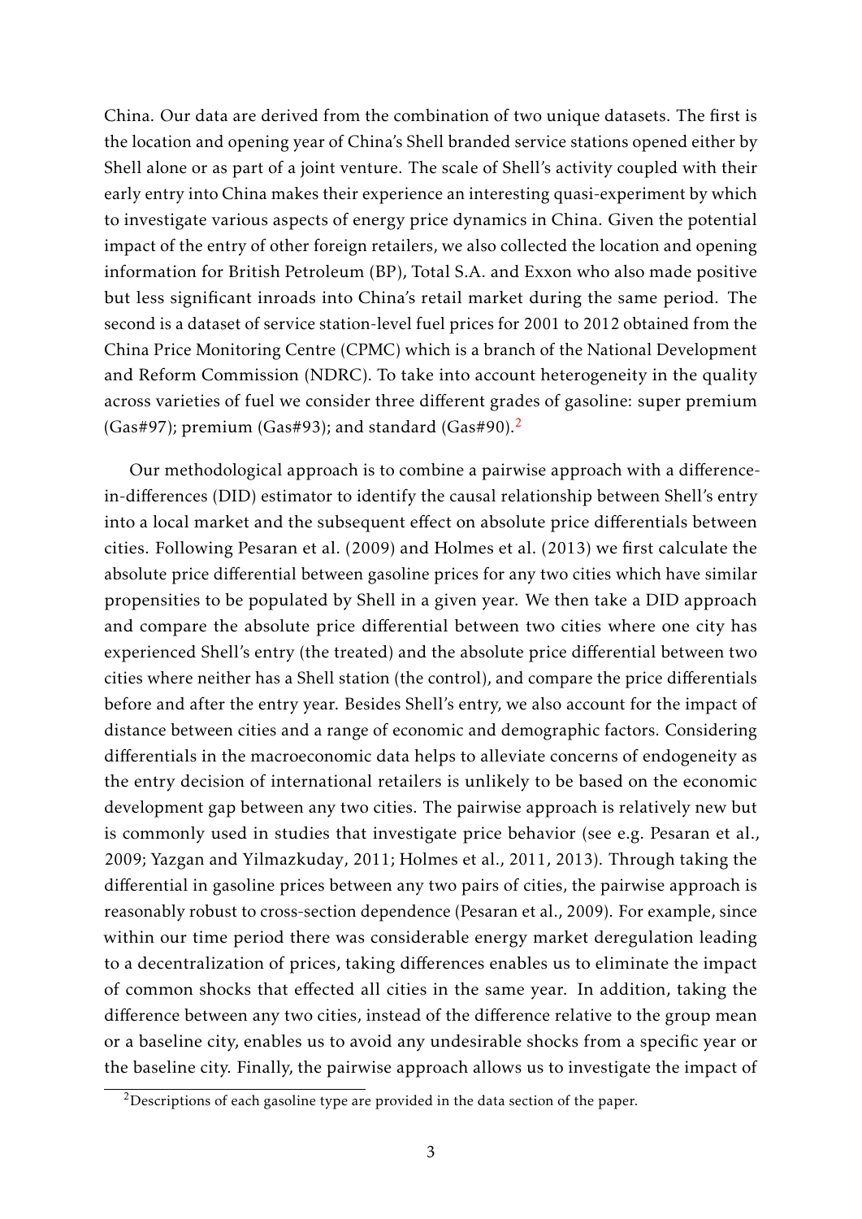China. Our data are derived from the combination of two unique datasets. The first is the location and opening year of China's Shell branded service stations opened either by Shell alone or as part of a joint venture. The scale of Shell's activity coupled with their early entry into China makes their experience an interesting quasi-experiment by which to investigate various aspects of energy price dynamics in China. Given the potential impact of the entry of other foreign retailers, we also collected the location and opening information for British Petroleum (BP), Total S.A. and Exxon who also made positive but less significant inroads into China's retail market during the same period. The second is a dataset of service station-level fuel prices for 2001 to 2012 obtained from the China Price Monitoring Centre (CPMC) which is a branch of the National Development and Reform Commission (NDRC). To take into account heterogeneity in the quality across varieties of fuel we consider three different grades of gasoline: super premium (Gas#97); premium (Gas#93); and standard (Gas#90).[2]

Our methodological approach is to combine a pairwise approach with a difference-in-differences (DID) estimator to identify the causal relationship between Shell's entry into a local market and the subsequent effect on absolute price differentials between cities. Following Pesaran et al. (2009) and Holmes et al. (2013) we first calculate the absolute price differential between gasoline prices for any two cities which have similar propensities to be populated by Shell in a given year. We then take a DID approach and compare the absolute price differential between two cities where one city has experienced Shell's entry (the treated) and the absolute price differential between two cities where neither has a Shell station (the control), and compare the price differentials before and after the entry year. Besides Shell's entry, we also account for the impact of distance between cities and a range of economic and demographic factors. Considering differentials in the macroeconomic data helps to alleviate concerns of endogeneity as the entry decision of international retailers is unlikely to be based on the economic development gap between any two cities. The pairwise approach is relatively new but is commonly used in studies that investigate price behavior (see e.g. Pesaran et al., 2009; Yazgan and Yilmazkuday, 2011; Holmes et al., 2011, 2013). Through taking the differential in gasoline prices between any two pairs of cities, the pairwise approach is reasonably robust to cross-section dependence (Pesaran et al., 2009). For example, since within our time period there was considerable energy market deregulation leading to a decentralization of prices, taking differences enables us to eliminate the impact of common shocks that effected all cities in the same year. In addition, taking the difference between any two cities, instead of the difference relative to the group mean or a baseline city, enables us to avoid any undesirable shocks from a specific year or the baseline city. Finally, the pairwise approach allows us to investigate the impact of

[2]Descriptions of each gasoline type are provided in the data section of the paper.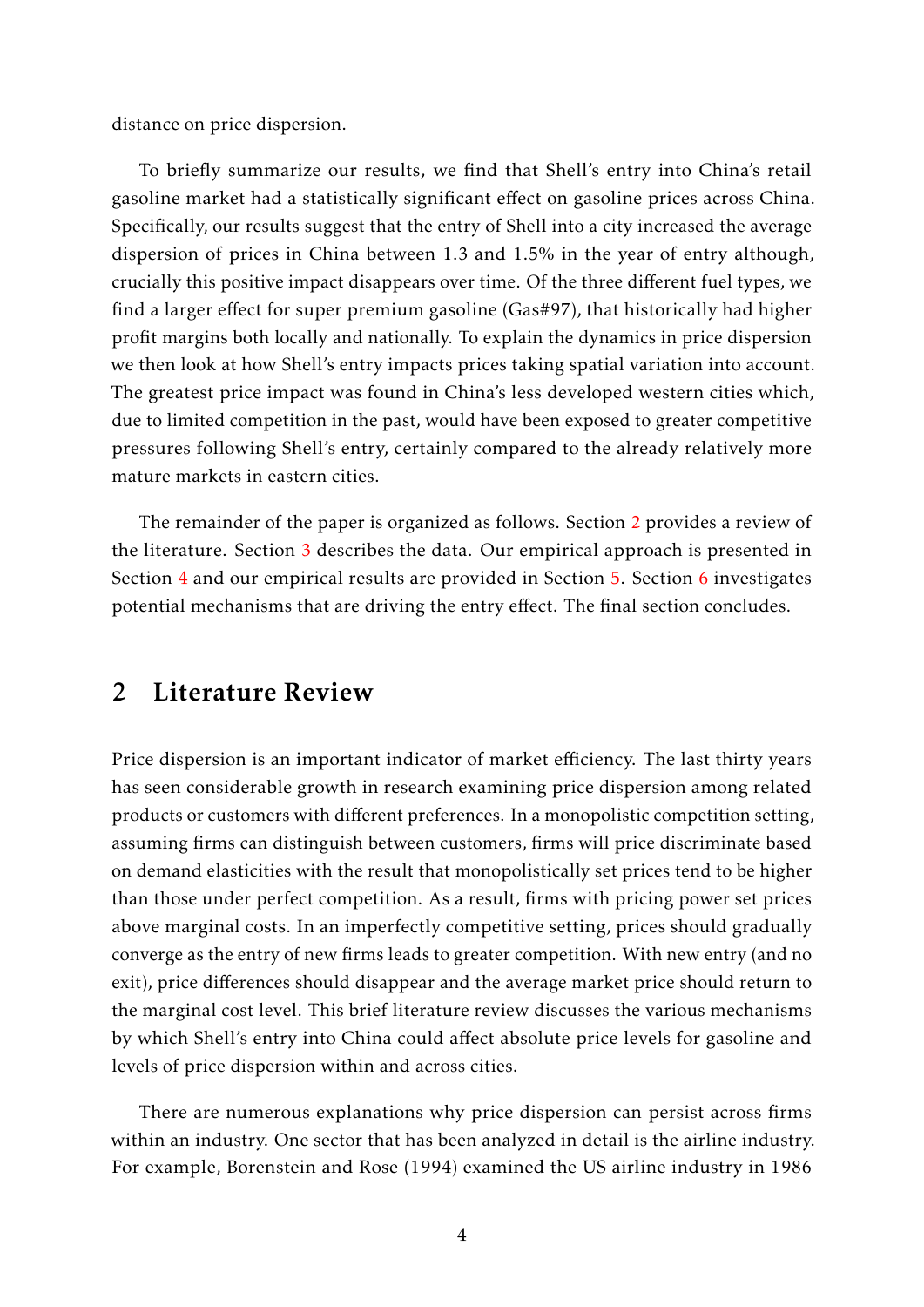distance on price dispersion.

To briefly summarize our results, we find that Shell's entry into China's retail gasoline market had a statistically significant effect on gasoline prices across China. Specifically, our results suggest that the entry of Shell into a city increased the average dispersion of prices in China between 1.3 and 1.5% in the year of entry although, crucially this positive impact disappears over time. Of the three different fuel types, we find a larger effect for super premium gasoline (Gas#97), that historically had higher profit margins both locally and nationally. To explain the dynamics in price dispersion we then look at how Shell's entry impacts prices taking spatial variation into account. The greatest price impact was found in China's less developed western cities which, due to limited competition in the past, would have been exposed to greater competitive pressures following Shell's entry, certainly compared to the already relatively more mature markets in eastern cities.

The remainder of the paper is organized as follows. Section 2 provides a review of the literature. Section 3 describes the data. Our empirical approach is presented in Section 4 and our empirical results are provided in Section 5. Section 6 investigates potential mechanisms that are driving the entry effect. The final section concludes.

## 2 Literature Review

Price dispersion is an important indicator of market efficiency. The last thirty years has seen considerable growth in research examining price dispersion among related products or customers with different preferences. In a monopolistic competition setting, assuming firms can distinguish between customers, firms will price discriminate based on demand elasticities with the result that monopolistically set prices tend to be higher than those under perfect competition. As a result, firms with pricing power set prices above marginal costs. In an imperfectly competitive setting, prices should gradually converge as the entry of new firms leads to greater competition. With new entry (and no exit), price differences should disappear and the average market price should return to the marginal cost level. This brief literature review discusses the various mechanisms by which Shell's entry into China could affect absolute price levels for gasoline and levels of price dispersion within and across cities.

There are numerous explanations why price dispersion can persist across firms within an industry. One sector that has been analyzed in detail is the airline industry. For example, Borenstein and Rose (1994) examined the US airline industry in 1986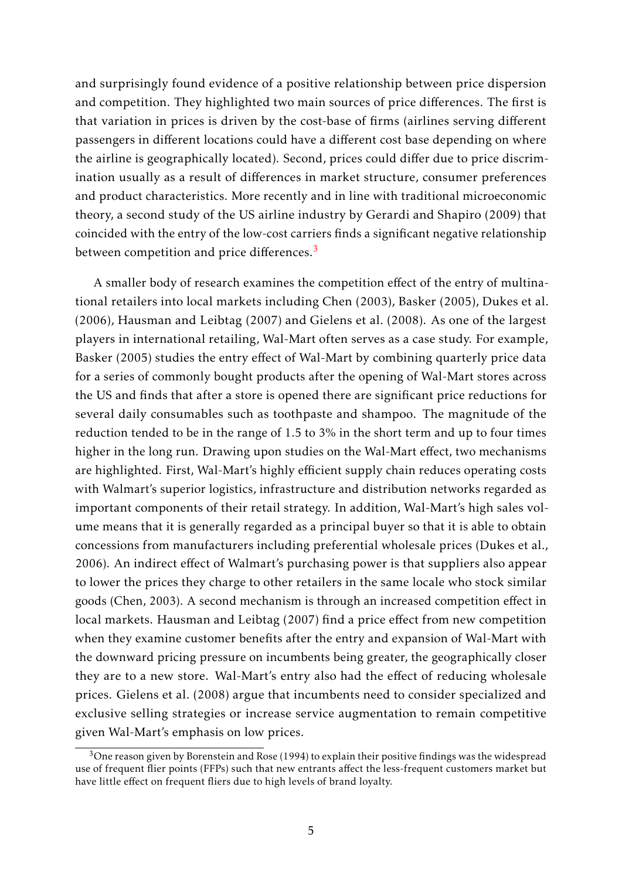and surprisingly found evidence of a positive relationship between price dispersion and competition. They highlighted two main sources of price differences. The first is that variation in prices is driven by the cost-base of firms (airlines serving different passengers in different locations could have a different cost base depending on where the airline is geographically located). Second, prices could differ due to price discrimination usually as a result of differences in market structure, consumer preferences and product characteristics. More recently and in line with traditional microeconomic theory, a second study of the US airline industry by Gerardi and Shapiro (2009) that coincided with the entry of the low-cost carriers finds a significant negative relationship between competition and price differences.[3]

A smaller body of research examines the competition effect of the entry of multinational retailers into local markets including Chen (2003), Basker (2005), Dukes et al. (2006), Hausman and Leibtag (2007) and Gielens et al. (2008). As one of the largest players in international retailing, Wal-Mart often serves as a case study. For example, Basker (2005) studies the entry effect of Wal-Mart by combining quarterly price data for a series of commonly bought products after the opening of Wal-Mart stores across the US and finds that after a store is opened there are significant price reductions for several daily consumables such as toothpaste and shampoo. The magnitude of the reduction tended to be in the range of 1.5 to 3% in the short term and up to four times higher in the long run. Drawing upon studies on the Wal-Mart effect, two mechanisms are highlighted. First, Wal-Mart's highly efficient supply chain reduces operating costs with Walmart's superior logistics, infrastructure and distribution networks regarded as important components of their retail strategy. In addition, Wal-Mart's high sales volume means that it is generally regarded as a principal buyer so that it is able to obtain concessions from manufacturers including preferential wholesale prices (Dukes et al., 2006). An indirect effect of Walmart's purchasing power is that suppliers also appear to lower the prices they charge to other retailers in the same locale who stock similar goods (Chen, 2003). A second mechanism is through an increased competition effect in local markets. Hausman and Leibtag (2007) find a price effect from new competition when they examine customer benefits after the entry and expansion of Wal-Mart with the downward pricing pressure on incumbents being greater, the geographically closer they are to a new store. Wal-Mart's entry also had the effect of reducing wholesale prices. Gielens et al. (2008) argue that incumbents need to consider specialized and exclusive selling strategies or increase service augmentation to remain competitive given Wal-Mart's emphasis on low prices.

[3] One reason given by Borenstein and Rose (1994) to explain their positive findings was the widespread use of frequent flier points (FFPs) such that new entrants affect the less-frequent customers market but have little effect on frequent fliers due to high levels of brand loyalty.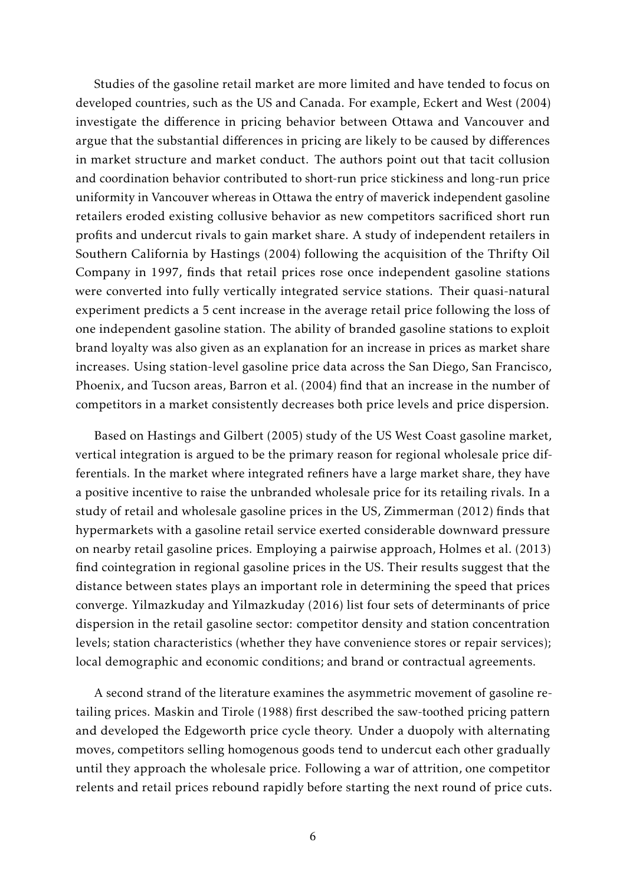Studies of the gasoline retail market are more limited and have tended to focus on developed countries, such as the US and Canada. For example, Eckert and West (2004) investigate the difference in pricing behavior between Ottawa and Vancouver and argue that the substantial differences in pricing are likely to be caused by differences in market structure and market conduct. The authors point out that tacit collusion and coordination behavior contributed to short-run price stickiness and long-run price uniformity in Vancouver whereas in Ottawa the entry of maverick independent gasoline retailers eroded existing collusive behavior as new competitors sacrificed short run profits and undercut rivals to gain market share. A study of independent retailers in Southern California by Hastings (2004) following the acquisition of the Thrifty Oil Company in 1997, finds that retail prices rose once independent gasoline stations were converted into fully vertically integrated service stations. Their quasi-natural experiment predicts a 5 cent increase in the average retail price following the loss of one independent gasoline station. The ability of branded gasoline stations to exploit brand loyalty was also given as an explanation for an increase in prices as market share increases. Using station-level gasoline price data across the San Diego, San Francisco, Phoenix, and Tucson areas, Barron et al. (2004) find that an increase in the number of competitors in a market consistently decreases both price levels and price dispersion.

Based on Hastings and Gilbert (2005) study of the US West Coast gasoline market, vertical integration is argued to be the primary reason for regional wholesale price differentials. In the market where integrated refiners have a large market share, they have a positive incentive to raise the unbranded wholesale price for its retailing rivals. In a study of retail and wholesale gasoline prices in the US, Zimmerman (2012) finds that hypermarkets with a gasoline retail service exerted considerable downward pressure on nearby retail gasoline prices. Employing a pairwise approach, Holmes et al. (2013) find cointegration in regional gasoline prices in the US. Their results suggest that the distance between states plays an important role in determining the speed that prices converge. Yilmazkuday and Yilmazkuday (2016) list four sets of determinants of price dispersion in the retail gasoline sector: competitor density and station concentration levels; station characteristics (whether they have convenience stores or repair services); local demographic and economic conditions; and brand or contractual agreements.

A second strand of the literature examines the asymmetric movement of gasoline retailing prices. Maskin and Tirole (1988) first described the saw-toothed pricing pattern and developed the Edgeworth price cycle theory. Under a duopoly with alternating moves, competitors selling homogenous goods tend to undercut each other gradually until they approach the wholesale price. Following a war of attrition, one competitor relents and retail prices rebound rapidly before starting the next round of price cuts.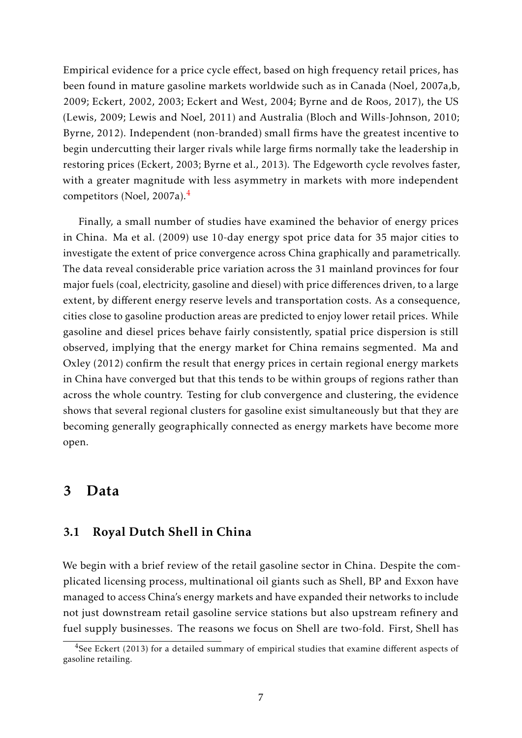Empirical evidence for a price cycle effect, based on high frequency retail prices, has been found in mature gasoline markets worldwide such as in Canada (Noel, 2007a,b, 2009; Eckert, 2002, 2003; Eckert and West, 2004; Byrne and de Roos, 2017), the US (Lewis, 2009; Lewis and Noel, 2011) and Australia (Bloch and Wills-Johnson, 2010; Byrne, 2012). Independent (non-branded) small firms have the greatest incentive to begin undercutting their larger rivals while large firms normally take the leadership in restoring prices (Eckert, 2003; Byrne et al., 2013). The Edgeworth cycle revolves faster, with a greater magnitude with less asymmetry in markets with more independent competitors (Noel, 2007a).[4]

Finally, a small number of studies have examined the behavior of energy prices in China. Ma et al. (2009) use 10-day energy spot price data for 35 major cities to investigate the extent of price convergence across China graphically and parametrically. The data reveal considerable price variation across the 31 mainland provinces for four major fuels (coal, electricity, gasoline and diesel) with price differences driven, to a large extent, by different energy reserve levels and transportation costs. As a consequence, cities close to gasoline production areas are predicted to enjoy lower retail prices. While gasoline and diesel prices behave fairly consistently, spatial price dispersion is still observed, implying that the energy market for China remains segmented. Ma and Oxley (2012) confirm the result that energy prices in certain regional energy markets in China have converged but that this tends to be within groups of regions rather than across the whole country. Testing for club convergence and clustering, the evidence shows that several regional clusters for gasoline exist simultaneously but that they are becoming generally geographically connected as energy markets have become more open.

## 3 Data

### 3.1 Royal Dutch Shell in China

We begin with a brief review of the retail gasoline sector in China. Despite the complicated licensing process, multinational oil giants such as Shell, BP and Exxon have managed to access China's energy markets and have expanded their networks to include not just downstream retail gasoline service stations but also upstream refinery and fuel supply businesses. The reasons we focus on Shell are two-fold. First, Shell has

[4] See Eckert (2013) for a detailed summary of empirical studies that examine different aspects of gasoline retailing.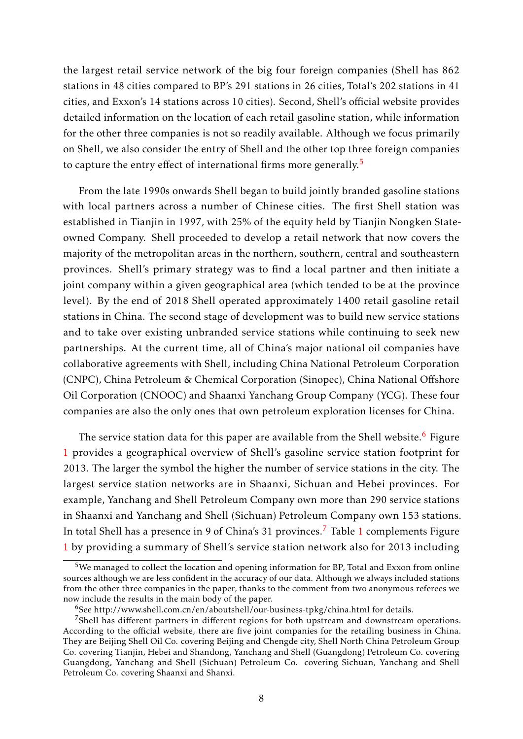the largest retail service network of the big four foreign companies (Shell has 862 stations in 48 cities compared to BP's 291 stations in 26 cities, Total's 202 stations in 41 cities, and Exxon's 14 stations across 10 cities). Second, Shell's official website provides detailed information on the location of each retail gasoline station, while information for the other three companies is not so readily available. Although we focus primarily on Shell, we also consider the entry of Shell and the other top three foreign companies to capture the entry effect of international firms more generally.[5]

From the late 1990s onwards Shell began to build jointly branded gasoline stations with local partners across a number of Chinese cities. The first Shell station was established in Tianjin in 1997, with 25% of the equity held by Tianjin Nongken State-owned Company. Shell proceeded to develop a retail network that now covers the majority of the metropolitan areas in the northern, southern, central and southeastern provinces. Shell's primary strategy was to find a local partner and then initiate a joint company within a given geographical area (which tended to be at the province level). By the end of 2018 Shell operated approximately 1400 retail gasoline retail stations in China. The second stage of development was to build new service stations and to take over existing unbranded service stations while continuing to seek new partnerships. At the current time, all of China's major national oil companies have collaborative agreements with Shell, including China National Petroleum Corporation (CNPC), China Petroleum & Chemical Corporation (Sinopec), China National Offshore Oil Corporation (CNOOC) and Shaanxi Yanchang Group Company (YCG). These four companies are also the only ones that own petroleum exploration licenses for China.

The service station data for this paper are available from the Shell website.[6] Figure 1 provides a geographical overview of Shell's gasoline service station footprint for 2013. The larger the symbol the higher the number of service stations in the city. The largest service station networks are in Shaanxi, Sichuan and Hebei provinces. For example, Yanchang and Shell Petroleum Company own more than 290 service stations in Shaanxi and Yanchang and Shell (Sichuan) Petroleum Company own 153 stations. In total Shell has a presence in 9 of China's 31 provinces.[7] Table 1 complements Figure 1 by providing a summary of Shell's service station network also for 2013 including

---

[5] We managed to collect the location and opening information for BP, Total and Exxon from online sources although we are less confident in the accuracy of our data. Although we always included stations from the other three companies in the paper, thanks to the comment from two anonymous referees we now include the results in the main body of the paper.

[6] See http://www.shell.com.cn/en/aboutshell/our-business-tpkg/china.html for details.

[7] Shell has different partners in different regions for both upstream and downstream operations. According to the official website, there are five joint companies for the retailing business in China. They are Beijing Shell Oil Co. covering Beijing and Chengde city, Shell North China Petroleum Group Co. covering Tianjin, Hebei and Shandong, Yanchang and Shell (Guangdong) Petroleum Co. covering Guangdong, Yanchang and Shell (Sichuan) Petroleum Co. covering Sichuan, Yanchang and Shell Petroleum Co. covering Shaanxi and Shanxi.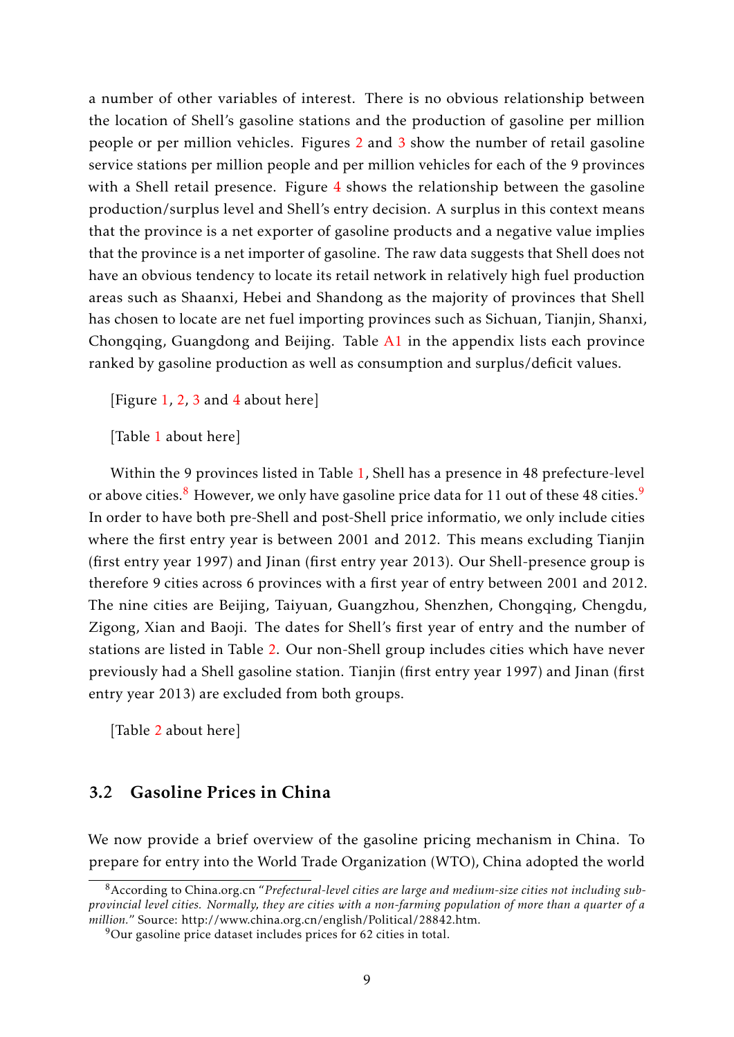a number of other variables of interest. There is no obvious relationship between the location of Shell's gasoline stations and the production of gasoline per million people or per million vehicles. Figures 2 and 3 show the number of retail gasoline service stations per million people and per million vehicles for each of the 9 provinces with a Shell retail presence. Figure 4 shows the relationship between the gasoline production/surplus level and Shell's entry decision. A surplus in this context means that the province is a net exporter of gasoline products and a negative value implies that the province is a net importer of gasoline. The raw data suggests that Shell does not have an obvious tendency to locate its retail network in relatively high fuel production areas such as Shaanxi, Hebei and Shandong as the majority of provinces that Shell has chosen to locate are net fuel importing provinces such as Sichuan, Tianjin, Shanxi, Chongqing, Guangdong and Beijing. Table A1 in the appendix lists each province ranked by gasoline production as well as consumption and surplus/deficit values.

[Figure 1, 2, 3 and 4 about here]

[Table 1 about here]

Within the 9 provinces listed in Table 1, Shell has a presence in 48 prefecture-level or above cities.[8] However, we only have gasoline price data for 11 out of these 48 cities.[9] In order to have both pre-Shell and post-Shell price informatio, we only include cities where the first entry year is between 2001 and 2012. This means excluding Tianjin (first entry year 1997) and Jinan (first entry year 2013). Our Shell-presence group is therefore 9 cities across 6 provinces with a first year of entry between 2001 and 2012. The nine cities are Beijing, Taiyuan, Guangzhou, Shenzhen, Chongqing, Chengdu, Zigong, Xian and Baoji. The dates for Shell's first year of entry and the number of stations are listed in Table 2. Our non-Shell group includes cities which have never previously had a Shell gasoline station. Tianjin (first entry year 1997) and Jinan (first entry year 2013) are excluded from both groups.

[Table 2 about here]

## 3.2 Gasoline Prices in China

We now provide a brief overview of the gasoline pricing mechanism in China. To prepare for entry into the World Trade Organization (WTO), China adopted the world

[8] According to China.org.cn "*Prefectural-level cities are large and medium-size cities not including sub-provincial level cities. Normally, they are cities with a non-farming population of more than a quarter of a million.*" Source: http://www.china.org.cn/english/Political/28842.htm.

[9] Our gasoline price dataset includes prices for 62 cities in total.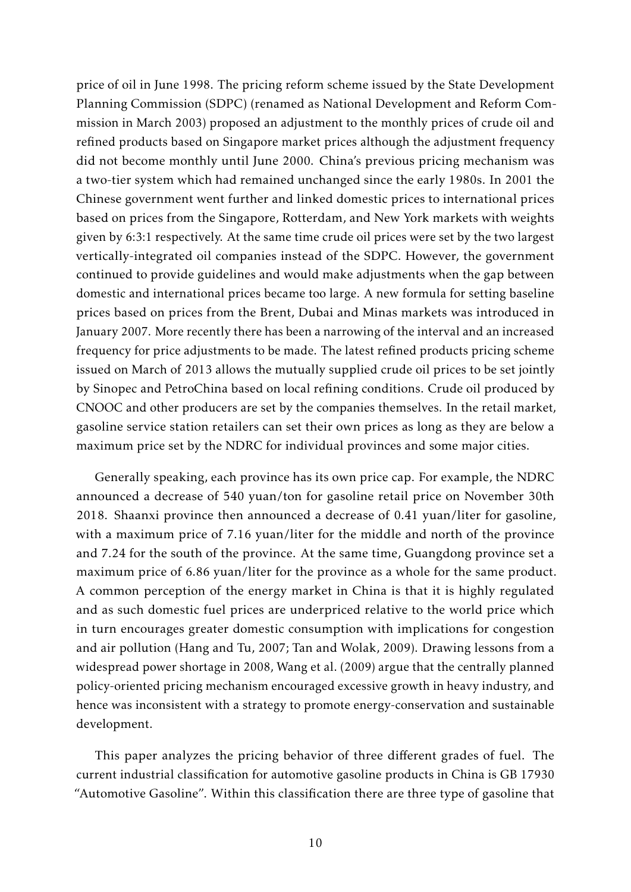price of oil in June 1998. The pricing reform scheme issued by the State Development Planning Commission (SDPC) (renamed as National Development and Reform Commission in March 2003) proposed an adjustment to the monthly prices of crude oil and refined products based on Singapore market prices although the adjustment frequency did not become monthly until June 2000. China's previous pricing mechanism was a two-tier system which had remained unchanged since the early 1980s. In 2001 the Chinese government went further and linked domestic prices to international prices based on prices from the Singapore, Rotterdam, and New York markets with weights given by 6:3:1 respectively. At the same time crude oil prices were set by the two largest vertically-integrated oil companies instead of the SDPC. However, the government continued to provide guidelines and would make adjustments when the gap between domestic and international prices became too large. A new formula for setting baseline prices based on prices from the Brent, Dubai and Minas markets was introduced in January 2007. More recently there has been a narrowing of the interval and an increased frequency for price adjustments to be made. The latest refined products pricing scheme issued on March of 2013 allows the mutually supplied crude oil prices to be set jointly by Sinopec and PetroChina based on local refining conditions. Crude oil produced by CNOOC and other producers are set by the companies themselves. In the retail market, gasoline service station retailers can set their own prices as long as they are below a maximum price set by the NDRC for individual provinces and some major cities.

Generally speaking, each province has its own price cap. For example, the NDRC announced a decrease of 540 yuan/ton for gasoline retail price on November 30th 2018. Shaanxi province then announced a decrease of 0.41 yuan/liter for gasoline, with a maximum price of 7.16 yuan/liter for the middle and north of the province and 7.24 for the south of the province. At the same time, Guangdong province set a maximum price of 6.86 yuan/liter for the province as a whole for the same product. A common perception of the energy market in China is that it is highly regulated and as such domestic fuel prices are underpriced relative to the world price which in turn encourages greater domestic consumption with implications for congestion and air pollution (Hang and Tu, 2007; Tan and Wolak, 2009). Drawing lessons from a widespread power shortage in 2008, Wang et al. (2009) argue that the centrally planned policy-oriented pricing mechanism encouraged excessive growth in heavy industry, and hence was inconsistent with a strategy to promote energy-conservation and sustainable development.

This paper analyzes the pricing behavior of three different grades of fuel. The current industrial classification for automotive gasoline products in China is GB 17930 "Automotive Gasoline". Within this classification there are three type of gasoline that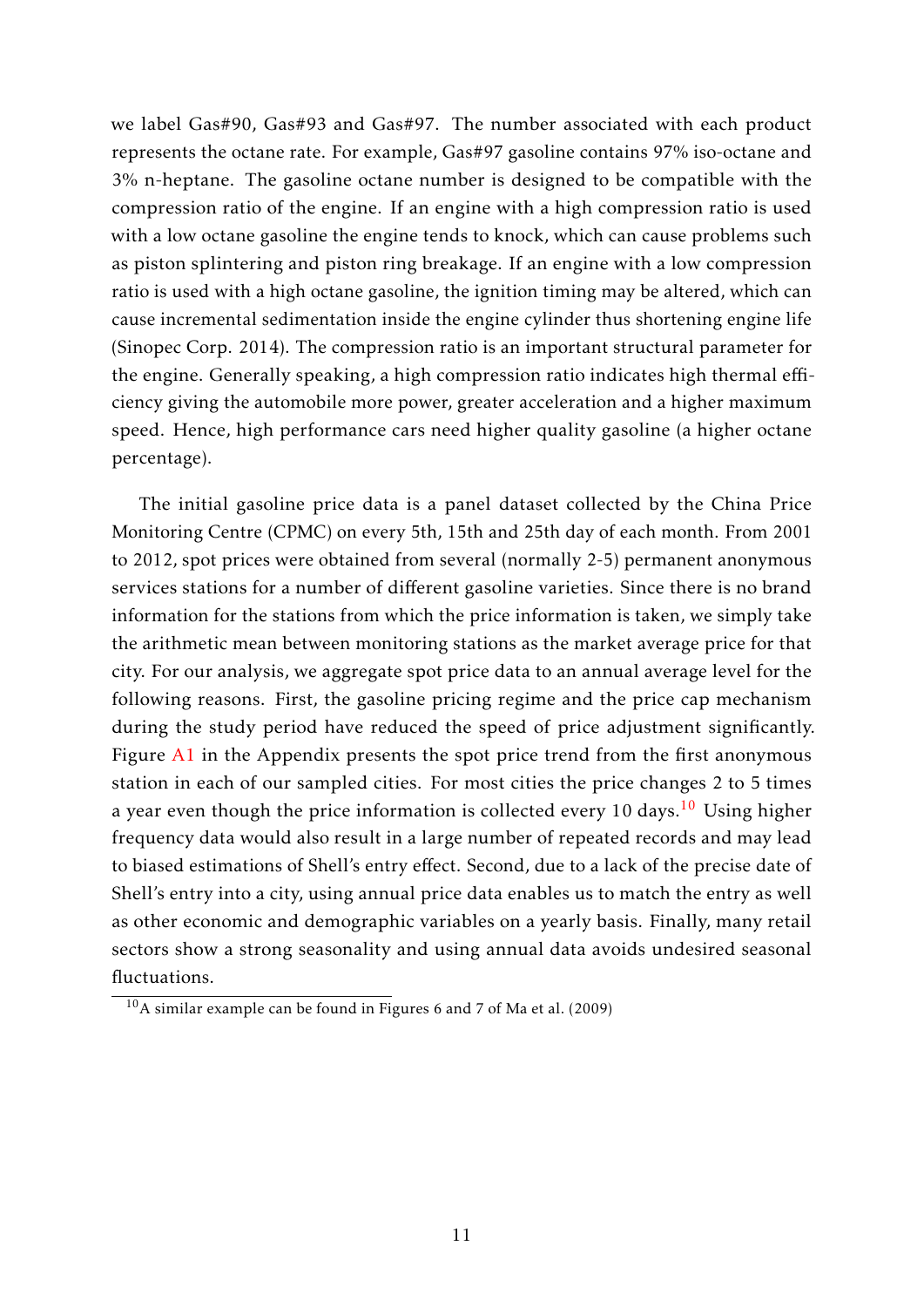we label Gas#90, Gas#93 and Gas#97. The number associated with each product represents the octane rate. For example, Gas#97 gasoline contains 97% iso-octane and 3% n-heptane. The gasoline octane number is designed to be compatible with the compression ratio of the engine. If an engine with a high compression ratio is used with a low octane gasoline the engine tends to knock, which can cause problems such as piston splintering and piston ring breakage. If an engine with a low compression ratio is used with a high octane gasoline, the ignition timing may be altered, which can cause incremental sedimentation inside the engine cylinder thus shortening engine life (Sinopec Corp. 2014). The compression ratio is an important structural parameter for the engine. Generally speaking, a high compression ratio indicates high thermal efficiency giving the automobile more power, greater acceleration and a higher maximum speed. Hence, high performance cars need higher quality gasoline (a higher octane percentage).

The initial gasoline price data is a panel dataset collected by the China Price Monitoring Centre (CPMC) on every 5th, 15th and 25th day of each month. From 2001 to 2012, spot prices were obtained from several (normally 2-5) permanent anonymous services stations for a number of different gasoline varieties. Since there is no brand information for the stations from which the price information is taken, we simply take the arithmetic mean between monitoring stations as the market average price for that city. For our analysis, we aggregate spot price data to an annual average level for the following reasons. First, the gasoline pricing regime and the price cap mechanism during the study period have reduced the speed of price adjustment significantly. Figure A1 in the Appendix presents the spot price trend from the first anonymous station in each of our sampled cities. For most cities the price changes 2 to 5 times a year even though the price information is collected every 10 days.[10] Using higher frequency data would also result in a large number of repeated records and may lead to biased estimations of Shell's entry effect. Second, due to a lack of the precise date of Shell's entry into a city, using annual price data enables us to match the entry as well as other economic and demographic variables on a yearly basis. Finally, many retail sectors show a strong seasonality and using annual data avoids undesired seasonal fluctuations.

[10] A similar example can be found in Figures 6 and 7 of Ma et al. (2009)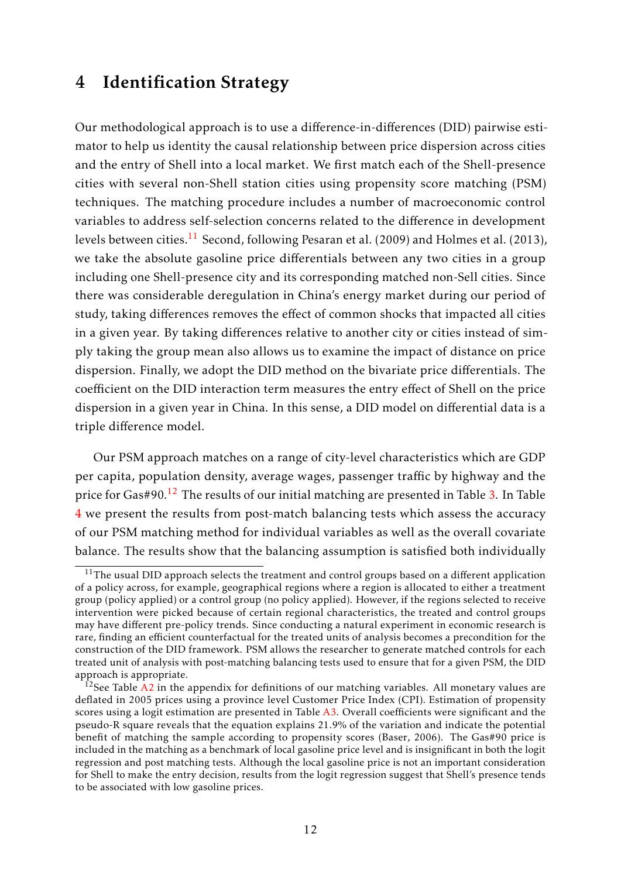# 4 Identification Strategy

Our methodological approach is to use a difference-in-differences (DID) pairwise estimator to help us identity the causal relationship between price dispersion across cities and the entry of Shell into a local market. We first match each of the Shell-presence cities with several non-Shell station cities using propensity score matching (PSM) techniques. The matching procedure includes a number of macroeconomic control variables to address self-selection concerns related to the difference in development levels between cities.[11] Second, following Pesaran et al. (2009) and Holmes et al. (2013), we take the absolute gasoline price differentials between any two cities in a group including one Shell-presence city and its corresponding matched non-Sell cities. Since there was considerable deregulation in China's energy market during our period of study, taking differences removes the effect of common shocks that impacted all cities in a given year. By taking differences relative to another city or cities instead of simply taking the group mean also allows us to examine the impact of distance on price dispersion. Finally, we adopt the DID method on the bivariate price differentials. The coefficient on the DID interaction term measures the entry effect of Shell on the price dispersion in a given year in China. In this sense, a DID model on differential data is a triple difference model.

Our PSM approach matches on a range of city-level characteristics which are GDP per capita, population density, average wages, passenger traffic by highway and the price for Gas#90.[12] The results of our initial matching are presented in Table 3. In Table 4 we present the results from post-match balancing tests which assess the accuracy of our PSM matching method for individual variables as well as the overall covariate balance. The results show that the balancing assumption is satisfied both individually

[11] The usual DID approach selects the treatment and control groups based on a different application of a policy across, for example, geographical regions where a region is allocated to either a treatment group (policy applied) or a control group (no policy applied). However, if the regions selected to receive intervention were picked because of certain regional characteristics, the treated and control groups may have different pre-policy trends. Since conducting a natural experiment in economic research is rare, finding an efficient counterfactual for the treated units of analysis becomes a precondition for the construction of the DID framework. PSM allows the researcher to generate matched controls for each treated unit of analysis with post-matching balancing tests used to ensure that for a given PSM, the DID approach is appropriate.

[12] See Table A2 in the appendix for definitions of our matching variables. All monetary values are deflated in 2005 prices using a province level Customer Price Index (CPI). Estimation of propensity scores using a logit estimation are presented in Table A3. Overall coefficients were significant and the pseudo-R square reveals that the equation explains 21.9% of the variation and indicate the potential benefit of matching the sample according to propensity scores (Baser, 2006). The Gas#90 price is included in the matching as a benchmark of local gasoline price level and is insignificant in both the logit regression and post matching tests. Although the local gasoline price is not an important consideration for Shell to make the entry decision, results from the logit regression suggest that Shell's presence tends to be associated with low gasoline prices.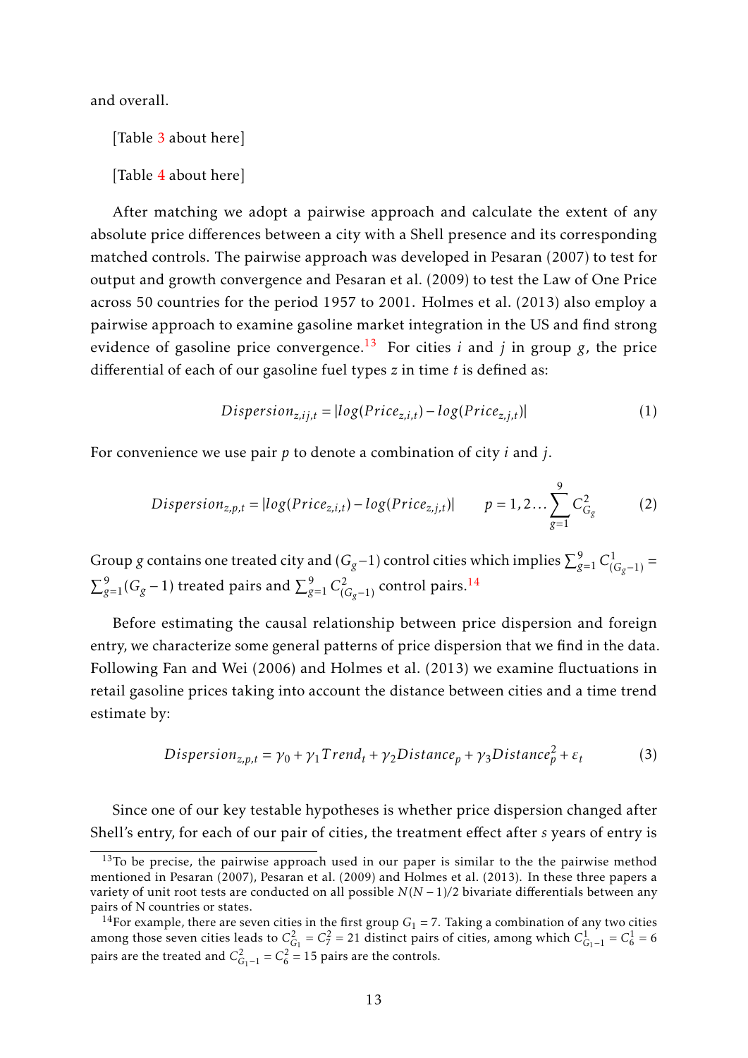and overall.

[Table 3 about here]

[Table 4 about here]

After matching we adopt a pairwise approach and calculate the extent of any absolute price differences between a city with a Shell presence and its corresponding matched controls. The pairwise approach was developed in Pesaran (2007) to test for output and growth convergence and Pesaran et al. (2009) to test the Law of One Price across 50 countries for the period 1957 to 2001. Holmes et al. (2013) also employ a pairwise approach to examine gasoline market integration in the US and find strong evidence of gasoline price convergence.[13] For cities $i$ and $j$ in group $g$, the price differential of each of our gasoline fuel types $z$ in time $t$ is defined as:

$$Dispersion_{z,ij,t} = |log(Price_{z,i,t}) - log(Price_{z,j,t})| \tag{1}$$

For convenience we use pair $p$ to denote a combination of city $i$ and $j$.

$$Dispersion_{z,p,t} = |log(Price_{z,i,t}) - log(Price_{z,j,t})| \qquad p = 1, 2 \ldots \sum_{g=1}^{9} C_{G_g}^{2} \tag{2}$$

Group $g$ contains one treated city and $(G_g - 1)$ control cities which implies $\sum_{g=1}^{9} C_{(G_g-1)}^{1} = \sum_{g=1}^{9} (G_g - 1)$ treated pairs and $\sum_{g=1}^{9} C_{(G_g-1)}^{2}$ control pairs.[14]

Before estimating the causal relationship between price dispersion and foreign entry, we characterize some general patterns of price dispersion that we find in the data. Following Fan and Wei (2006) and Holmes et al. (2013) we examine fluctuations in retail gasoline prices taking into account the distance between cities and a time trend estimate by:

$$Dispersion_{z,p,t} = \gamma_0 + \gamma_1 Trend_t + \gamma_2 Distance_p + \gamma_3 Distance_p^2 + \varepsilon_t \tag{3}$$

Since one of our key testable hypotheses is whether price dispersion changed after Shell's entry, for each of our pair of cities, the treatment effect after $s$ years of entry is

[13] To be precise, the pairwise approach used in our paper is similar to the the pairwise method mentioned in Pesaran (2007), Pesaran et al. (2009) and Holmes et al. (2013). In these three papers a variety of unit root tests are conducted on all possible $N(N-1)/2$ bivariate differentials between any pairs of N countries or states.

[14] For example, there are seven cities in the first group $G_1 = 7$. Taking a combination of any two cities among those seven cities leads to $C_{G_1}^2 = C_7^2 = 21$ distinct pairs of cities, among which $C_{G_1-1}^1 = C_6^1 = 6$ pairs are the treated and $C_{G_1-1}^2 = C_6^2 = 15$ pairs are the controls.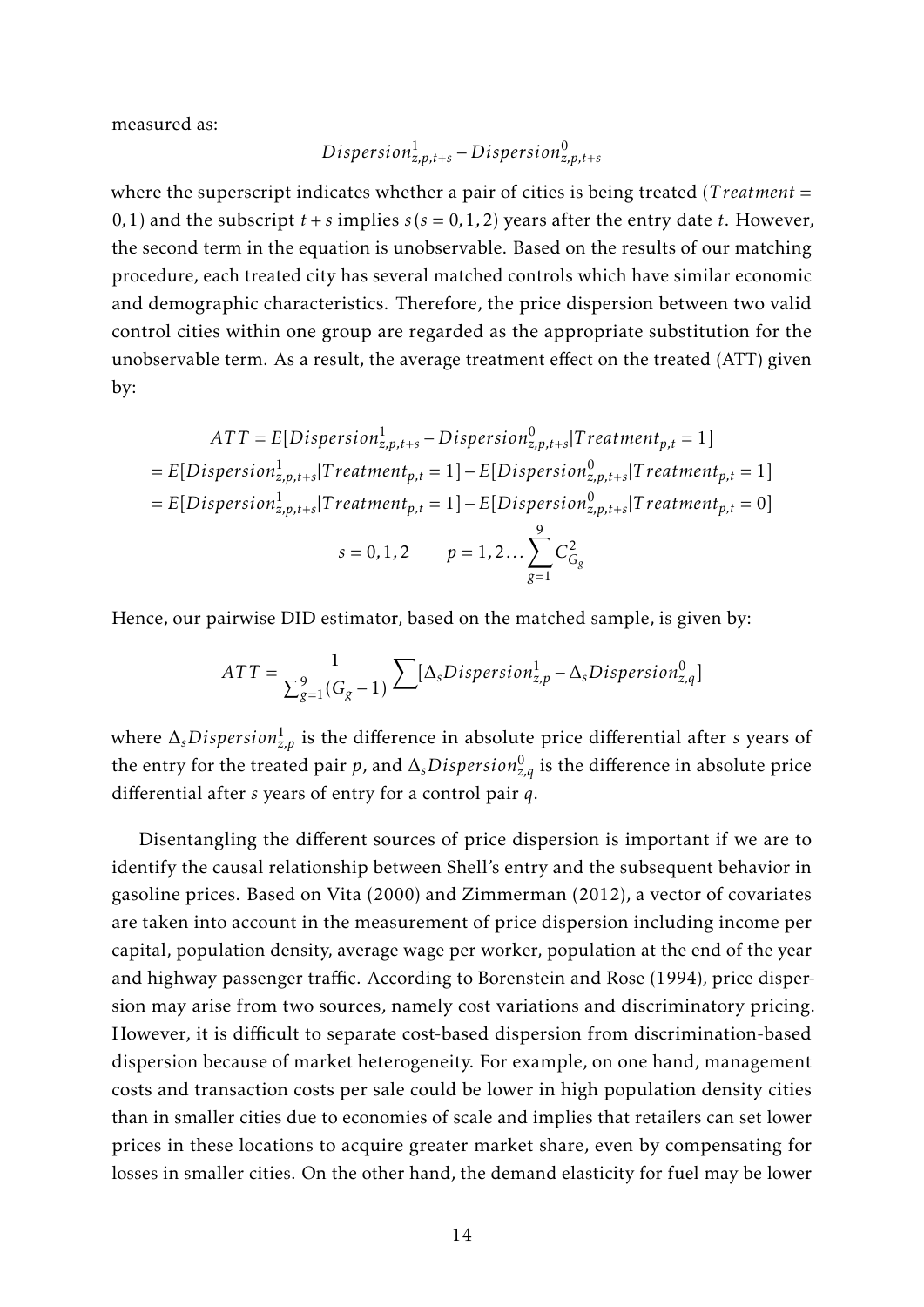measured as:

$$Dispersion^1_{z,p,t+s} - Dispersion^0_{z,p,t+s}$$

where the superscript indicates whether a pair of cities is being treated ($Treatment = 0,1$) and the subscript $t+s$ implies $s\,(s = 0,1,2)$ years after the entry date $t$. However, the second term in the equation is unobservable. Based on the results of our matching procedure, each treated city has several matched controls which have similar economic and demographic characteristics. Therefore, the price dispersion between two valid control cities within one group are regarded as the appropriate substitution for the unobservable term. As a result, the average treatment effect on the treated (ATT) given by:

$$
\begin{aligned}
ATT &= E[Dispersion^1_{z,p,t+s} - Dispersion^0_{z,p,t+s} | Treatment_{p,t} = 1] \\
&= E[Dispersion^1_{z,p,t+s} | Treatment_{p,t} = 1] - E[Dispersion^0_{z,p,t+s} | Treatment_{p,t} = 1] \\
&= E[Dispersion^1_{z,p,t+s} | Treatment_{p,t} = 1] - E[Dispersion^0_{z,p,t+s} | Treatment_{p,t} = 0] \\
& \qquad s = 0,1,2 \qquad p = 1,2 \ldots \sum_{g=1}^{9} C^2_{G_g}
\end{aligned}
$$

Hence, our pairwise DID estimator, based on the matched sample, is given by:

$$ATT = \frac{1}{\sum_{g=1}^{9}(G_g - 1)} \sum [\Delta_s Dispersion^1_{z,p} - \Delta_s Dispersion^0_{z,q}]$$

where $\Delta_s Dispersion^1_{z,p}$ is the difference in absolute price differential after $s$ years of the entry for the treated pair $p$, and $\Delta_s Dispersion^0_{z,q}$ is the difference in absolute price differential after $s$ years of entry for a control pair $q$.

Disentangling the different sources of price dispersion is important if we are to identify the causal relationship between Shell's entry and the subsequent behavior in gasoline prices. Based on Vita (2000) and Zimmerman (2012), a vector of covariates are taken into account in the measurement of price dispersion including income per capital, population density, average wage per worker, population at the end of the year and highway passenger traffic. According to Borenstein and Rose (1994), price dispersion may arise from two sources, namely cost variations and discriminatory pricing. However, it is difficult to separate cost-based dispersion from discrimination-based dispersion because of market heterogeneity. For example, on one hand, management costs and transaction costs per sale could be lower in high population density cities than in smaller cities due to economies of scale and implies that retailers can set lower prices in these locations to acquire greater market share, even by compensating for losses in smaller cities. On the other hand, the demand elasticity for fuel may be lower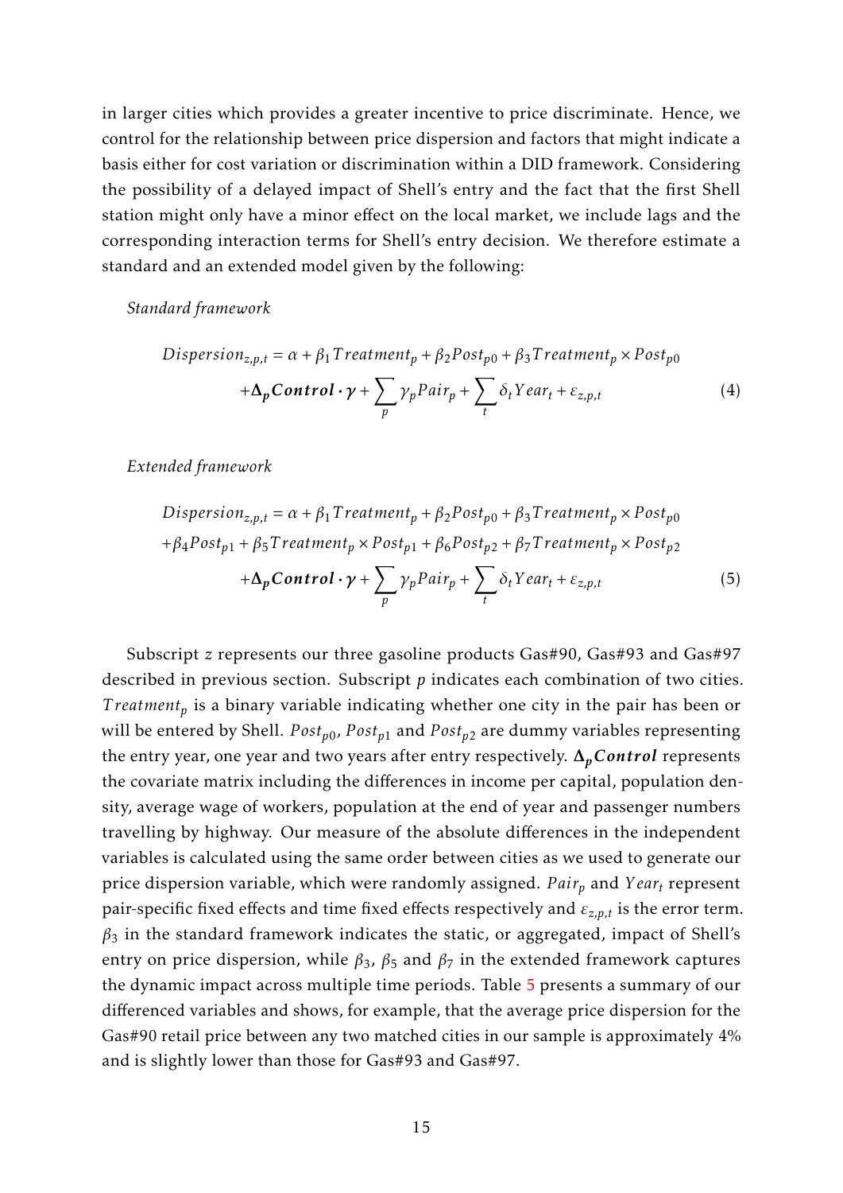in larger cities which provides a greater incentive to price discriminate. Hence, we control for the relationship between price dispersion and factors that might indicate a basis either for cost variation or discrimination within a DID framework. Considering the possibility of a delayed impact of Shell's entry and the fact that the first Shell station might only have a minor effect on the local market, we include lags and the corresponding interaction terms for Shell's entry decision. We therefore estimate a standard and an extended model given by the following:

*Standard framework*

$$
\begin{aligned}
Dispersion_{z,p,t} &= \alpha + \beta_1 Treatment_p + \beta_2 Post_{p0} + \beta_3 Treatment_p \times Post_{p0} \\
&+ \boldsymbol{\Delta_p Control} \cdot \boldsymbol{\gamma} + \sum_p \gamma_p Pair_p + \sum_t \delta_t Year_t + \varepsilon_{z,p,t} \qquad (4)
\end{aligned}
$$

*Extended framework*

$$
\begin{aligned}
Dispersion_{z,p,t} &= \alpha + \beta_1 Treatment_p + \beta_2 Post_{p0} + \beta_3 Treatment_p \times Post_{p0} \\
&+ \beta_4 Post_{p1} + \beta_5 Treatment_p \times Post_{p1} + \beta_6 Post_{p2} + \beta_7 Treatment_p \times Post_{p2} \\
&+ \boldsymbol{\Delta_p Control} \cdot \boldsymbol{\gamma} + \sum_p \gamma_p Pair_p + \sum_t \delta_t Year_t + \varepsilon_{z,p,t} \qquad (5)
\end{aligned}
$$

Subscript $z$ represents our three gasoline products Gas#90, Gas#93 and Gas#97 described in previous section. Subscript $p$ indicates each combination of two cities. $Treatment_p$ is a binary variable indicating whether one city in the pair has been or will be entered by Shell. $Post_{p0}$, $Post_{p1}$ and $Post_{p2}$ are dummy variables representing the entry year, one year and two years after entry respectively. $\boldsymbol{\Delta_p Control}$ represents the covariate matrix including the differences in income per capital, population density, average wage of workers, population at the end of year and passenger numbers travelling by highway. Our measure of the absolute differences in the independent variables is calculated using the same order between cities as we used to generate our price dispersion variable, which were randomly assigned. $Pair_p$ and $Year_t$ represent pair-specific fixed effects and time fixed effects respectively and $\varepsilon_{z,p,t}$ is the error term. $\beta_3$ in the standard framework indicates the static, or aggregated, impact of Shell's entry on price dispersion, while $\beta_3$, $\beta_5$ and $\beta_7$ in the extended framework captures the dynamic impact across multiple time periods. Table 5 presents a summary of our differenced variables and shows, for example, that the average price dispersion for the Gas#90 retail price between any two matched cities in our sample is approximately 4% and is slightly lower than those for Gas#93 and Gas#97.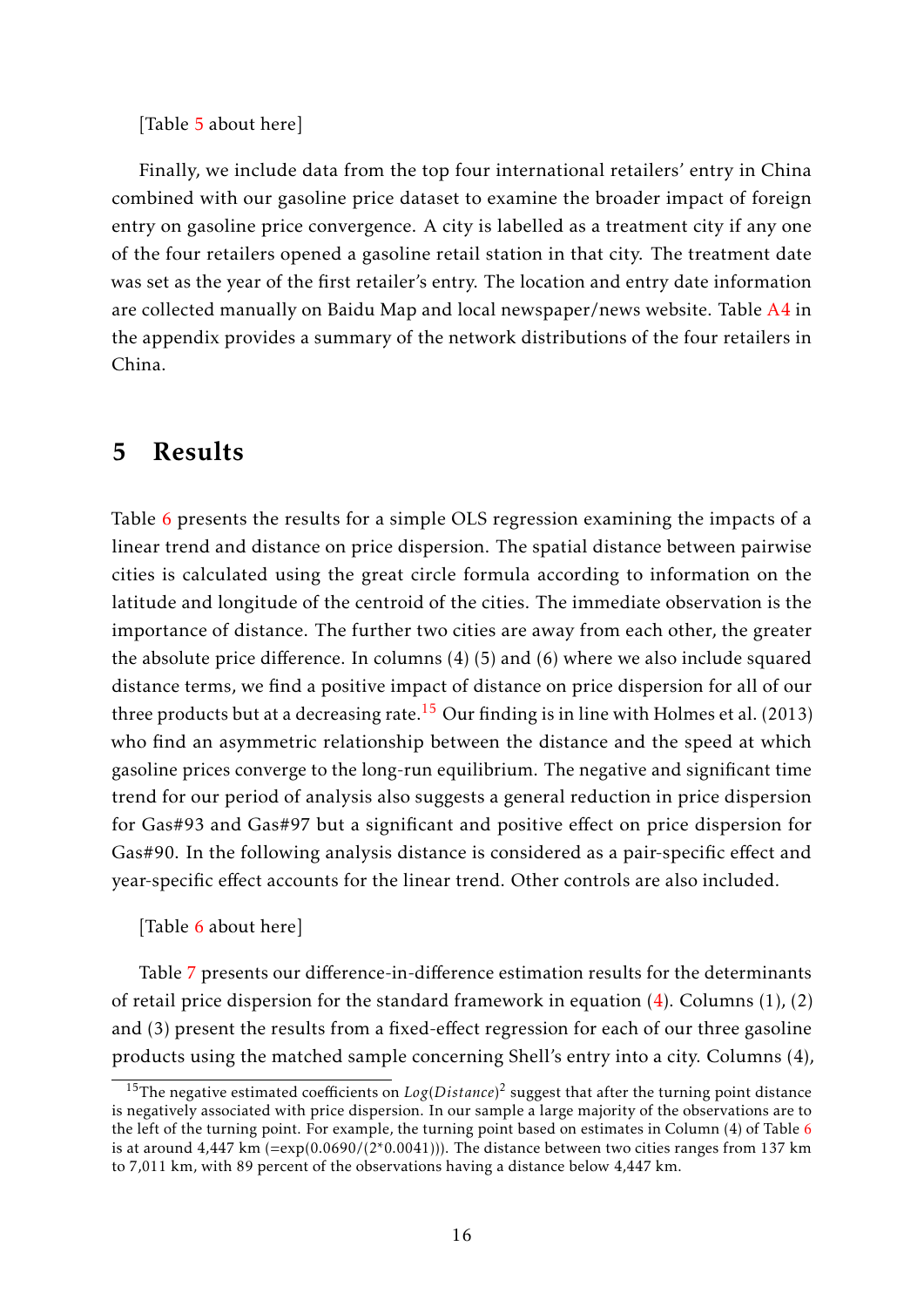[Table 5 about here]

Finally, we include data from the top four international retailers' entry in China combined with our gasoline price dataset to examine the broader impact of foreign entry on gasoline price convergence. A city is labelled as a treatment city if any one of the four retailers opened a gasoline retail station in that city. The treatment date was set as the year of the first retailer's entry. The location and entry date information are collected manually on Baidu Map and local newspaper/news website. Table A4 in the appendix provides a summary of the network distributions of the four retailers in China.

## 5 Results

Table 6 presents the results for a simple OLS regression examining the impacts of a linear trend and distance on price dispersion. The spatial distance between pairwise cities is calculated using the great circle formula according to information on the latitude and longitude of the centroid of the cities. The immediate observation is the importance of distance. The further two cities are away from each other, the greater the absolute price difference. In columns (4) (5) and (6) where we also include squared distance terms, we find a positive impact of distance on price dispersion for all of our three products but at a decreasing rate.[15] Our finding is in line with Holmes et al. (2013) who find an asymmetric relationship between the distance and the speed at which gasoline prices converge to the long-run equilibrium. The negative and significant time trend for our period of analysis also suggests a general reduction in price dispersion for Gas#93 and Gas#97 but a significant and positive effect on price dispersion for Gas#90. In the following analysis distance is considered as a pair-specific effect and year-specific effect accounts for the linear trend. Other controls are also included.

[Table 6 about here]

Table 7 presents our difference-in-difference estimation results for the determinants of retail price dispersion for the standard framework in equation (4). Columns (1), (2) and (3) present the results from a fixed-effect regression for each of our three gasoline products using the matched sample concerning Shell's entry into a city. Columns (4),

[15] The negative estimated coefficients on $Log(Distance)^2$ suggest that after the turning point distance is negatively associated with price dispersion. In our sample a large majority of the observations are to the left of the turning point. For example, the turning point based on estimates in Column (4) of Table 6 is at around 4,447 km (=exp(0.0690/(2*0.0041))). The distance between two cities ranges from 137 km to 7,011 km, with 89 percent of the observations having a distance below 4,447 km.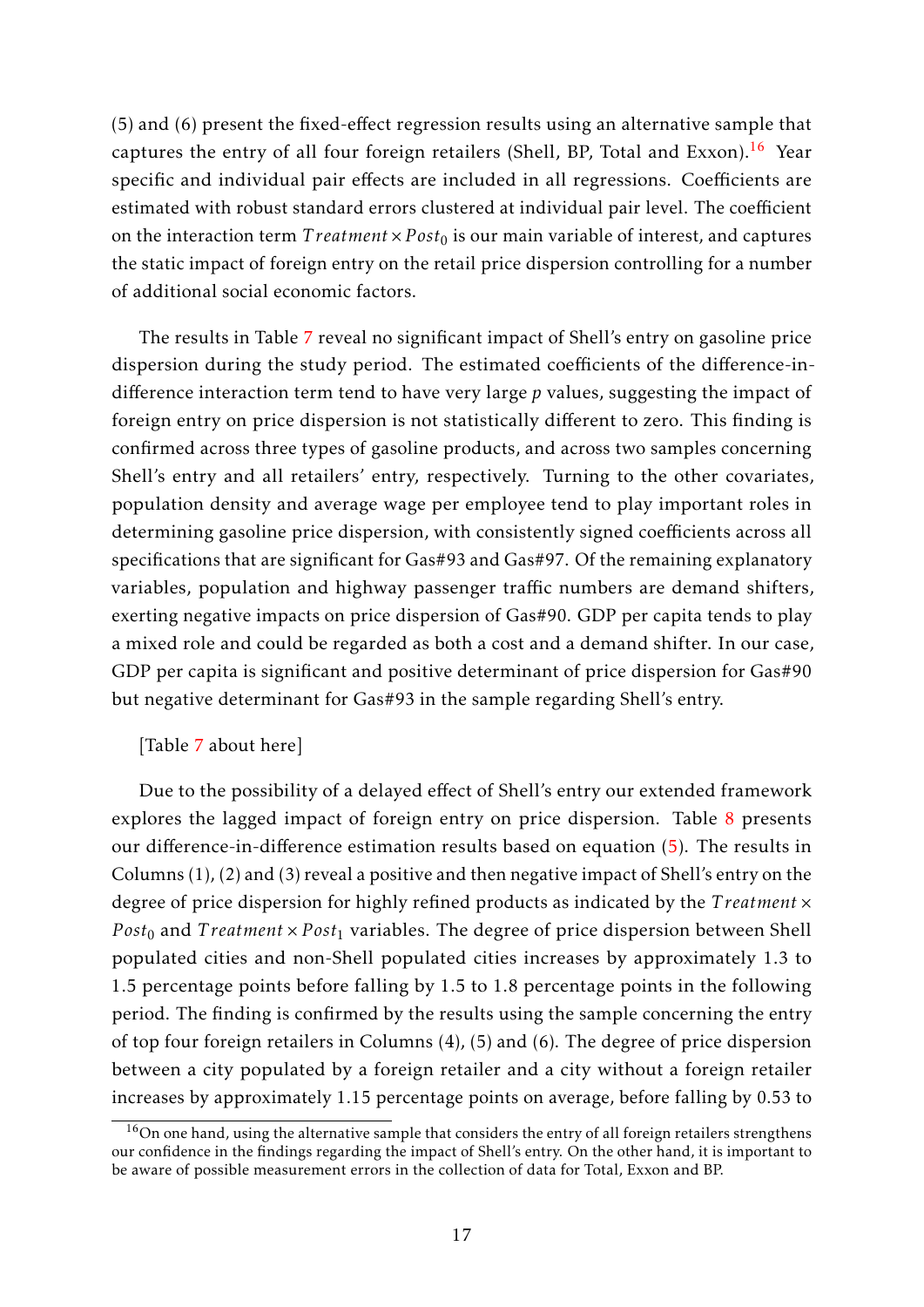(5) and (6) present the fixed-effect regression results using an alternative sample that captures the entry of all four foreign retailers (Shell, BP, Total and Exxon).[16] Year specific and individual pair effects are included in all regressions. Coefficients are estimated with robust standard errors clustered at individual pair level. The coefficient on the interaction term $Treatment \times Post_0$ is our main variable of interest, and captures the static impact of foreign entry on the retail price dispersion controlling for a number of additional social economic factors.

The results in Table 7 reveal no significant impact of Shell's entry on gasoline price dispersion during the study period. The estimated coefficients of the difference-in-difference interaction term tend to have very large $p$ values, suggesting the impact of foreign entry on price dispersion is not statistically different to zero. This finding is confirmed across three types of gasoline products, and across two samples concerning Shell's entry and all retailers' entry, respectively. Turning to the other covariates, population density and average wage per employee tend to play important roles in determining gasoline price dispersion, with consistently signed coefficients across all specifications that are significant for Gas#93 and Gas#97. Of the remaining explanatory variables, population and highway passenger traffic numbers are demand shifters, exerting negative impacts on price dispersion of Gas#90. GDP per capita tends to play a mixed role and could be regarded as both a cost and a demand shifter. In our case, GDP per capita is significant and positive determinant of price dispersion for Gas#90 but negative determinant for Gas#93 in the sample regarding Shell's entry.

[Table 7 about here]

Due to the possibility of a delayed effect of Shell's entry our extended framework explores the lagged impact of foreign entry on price dispersion. Table 8 presents our difference-in-difference estimation results based on equation (5). The results in Columns (1), (2) and (3) reveal a positive and then negative impact of Shell's entry on the degree of price dispersion for highly refined products as indicated by the $Treatment \times Post_0$ and $Treatment \times Post_1$ variables. The degree of price dispersion between Shell populated cities and non-Shell populated cities increases by approximately 1.3 to 1.5 percentage points before falling by 1.5 to 1.8 percentage points in the following period. The finding is confirmed by the results using the sample concerning the entry of top four foreign retailers in Columns (4), (5) and (6). The degree of price dispersion between a city populated by a foreign retailer and a city without a foreign retailer increases by approximately 1.15 percentage points on average, before falling by 0.53 to

[16] On one hand, using the alternative sample that considers the entry of all foreign retailers strengthens our confidence in the findings regarding the impact of Shell's entry. On the other hand, it is important to be aware of possible measurement errors in the collection of data for Total, Exxon and BP.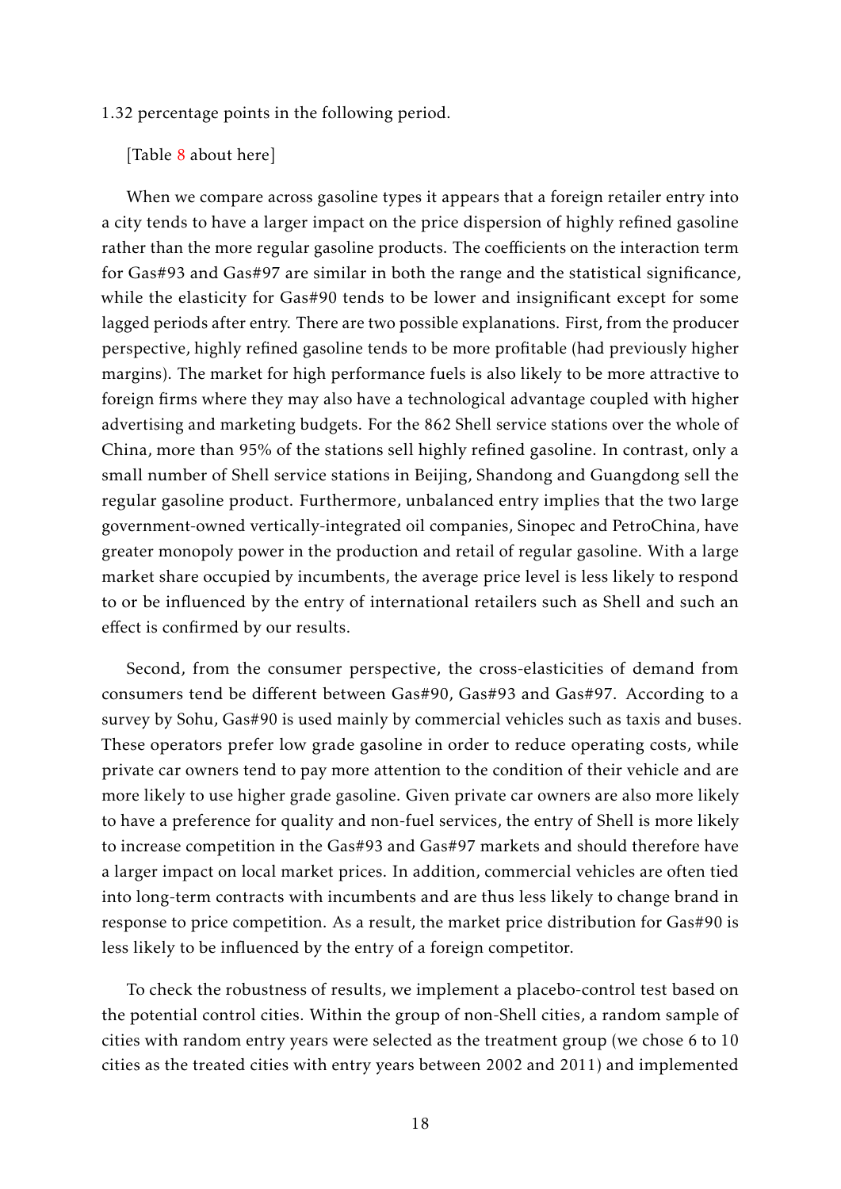1.32 percentage points in the following period.

[Table 8 about here]

When we compare across gasoline types it appears that a foreign retailer entry into a city tends to have a larger impact on the price dispersion of highly refined gasoline rather than the more regular gasoline products. The coefficients on the interaction term for Gas#93 and Gas#97 are similar in both the range and the statistical significance, while the elasticity for Gas#90 tends to be lower and insignificant except for some lagged periods after entry. There are two possible explanations. First, from the producer perspective, highly refined gasoline tends to be more profitable (had previously higher margins). The market for high performance fuels is also likely to be more attractive to foreign firms where they may also have a technological advantage coupled with higher advertising and marketing budgets. For the 862 Shell service stations over the whole of China, more than 95% of the stations sell highly refined gasoline. In contrast, only a small number of Shell service stations in Beijing, Shandong and Guangdong sell the regular gasoline product. Furthermore, unbalanced entry implies that the two large government-owned vertically-integrated oil companies, Sinopec and PetroChina, have greater monopoly power in the production and retail of regular gasoline. With a large market share occupied by incumbents, the average price level is less likely to respond to or be influenced by the entry of international retailers such as Shell and such an effect is confirmed by our results.

Second, from the consumer perspective, the cross-elasticities of demand from consumers tend be different between Gas#90, Gas#93 and Gas#97. According to a survey by Sohu, Gas#90 is used mainly by commercial vehicles such as taxis and buses. These operators prefer low grade gasoline in order to reduce operating costs, while private car owners tend to pay more attention to the condition of their vehicle and are more likely to use higher grade gasoline. Given private car owners are also more likely to have a preference for quality and non-fuel services, the entry of Shell is more likely to increase competition in the Gas#93 and Gas#97 markets and should therefore have a larger impact on local market prices. In addition, commercial vehicles are often tied into long-term contracts with incumbents and are thus less likely to change brand in response to price competition. As a result, the market price distribution for Gas#90 is less likely to be influenced by the entry of a foreign competitor.

To check the robustness of results, we implement a placebo-control test based on the potential control cities. Within the group of non-Shell cities, a random sample of cities with random entry years were selected as the treatment group (we chose 6 to 10 cities as the treated cities with entry years between 2002 and 2011) and implemented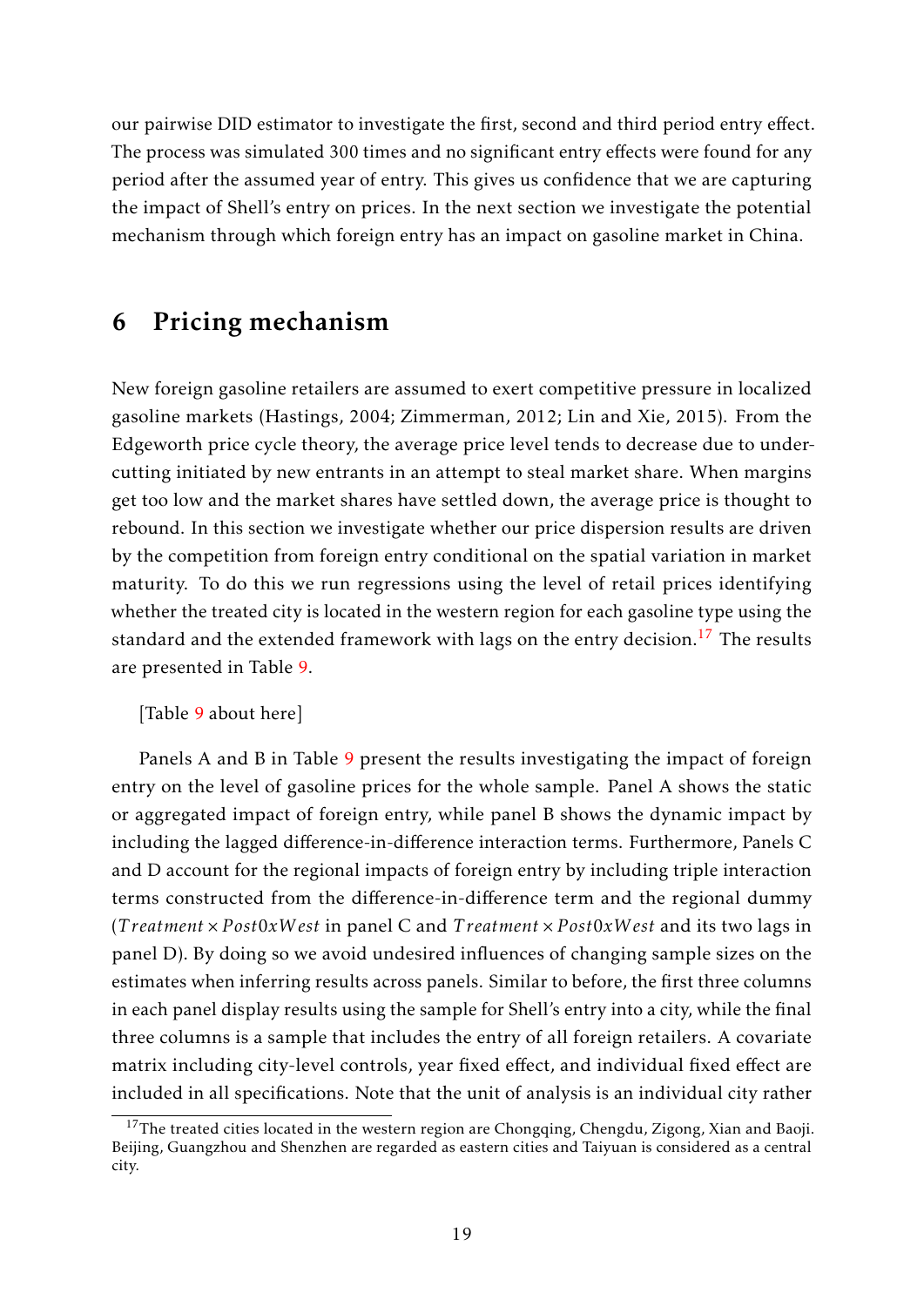our pairwise DID estimator to investigate the first, second and third period entry effect. The process was simulated 300 times and no significant entry effects were found for any period after the assumed year of entry. This gives us confidence that we are capturing the impact of Shell's entry on prices. In the next section we investigate the potential mechanism through which foreign entry has an impact on gasoline market in China.

## 6 Pricing mechanism

New foreign gasoline retailers are assumed to exert competitive pressure in localized gasoline markets (Hastings, 2004; Zimmerman, 2012; Lin and Xie, 2015). From the Edgeworth price cycle theory, the average price level tends to decrease due to undercutting initiated by new entrants in an attempt to steal market share. When margins get too low and the market shares have settled down, the average price is thought to rebound. In this section we investigate whether our price dispersion results are driven by the competition from foreign entry conditional on the spatial variation in market maturity. To do this we run regressions using the level of retail prices identifying whether the treated city is located in the western region for each gasoline type using the standard and the extended framework with lags on the entry decision.[17] The results are presented in Table 9.

[Table 9 about here]

Panels A and B in Table 9 present the results investigating the impact of foreign entry on the level of gasoline prices for the whole sample. Panel A shows the static or aggregated impact of foreign entry, while panel B shows the dynamic impact by including the lagged difference-in-difference interaction terms. Furthermore, Panels C and D account for the regional impacts of foreign entry by including triple interaction terms constructed from the difference-in-difference term and the regional dummy ($Treatment \times Post0xWest$ in panel C and $Treatment \times Post0xWest$ and its two lags in panel D). By doing so we avoid undesired influences of changing sample sizes on the estimates when inferring results across panels. Similar to before, the first three columns in each panel display results using the sample for Shell's entry into a city, while the final three columns is a sample that includes the entry of all foreign retailers. A covariate matrix including city-level controls, year fixed effect, and individual fixed effect are included in all specifications. Note that the unit of analysis is an individual city rather

[17] The treated cities located in the western region are Chongqing, Chengdu, Zigong, Xian and Baoji. Beijing, Guangzhou and Shenzhen are regarded as eastern cities and Taiyuan is considered as a central city.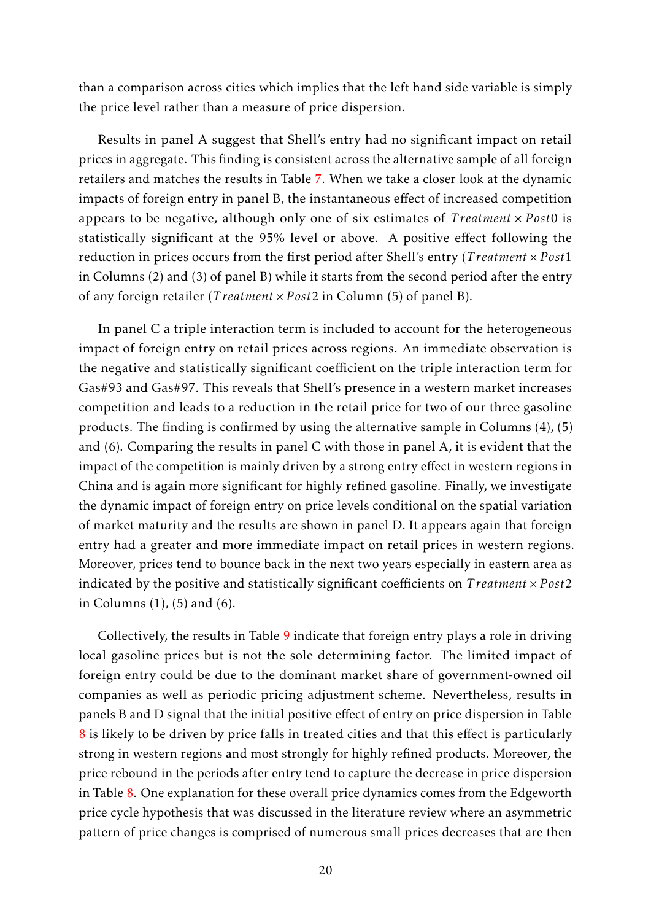than a comparison across cities which implies that the left hand side variable is simply the price level rather than a measure of price dispersion.

Results in panel A suggest that Shell's entry had no significant impact on retail prices in aggregate. This finding is consistent across the alternative sample of all foreign retailers and matches the results in Table 7. When we take a closer look at the dynamic impacts of foreign entry in panel B, the instantaneous effect of increased competition appears to be negative, although only one of six estimates of $Treatment \times Post0$ is statistically significant at the 95% level or above. A positive effect following the reduction in prices occurs from the first period after Shell's entry ($Treatment \times Post1$ in Columns (2) and (3) of panel B) while it starts from the second period after the entry of any foreign retailer ($Treatment \times Post2$ in Column (5) of panel B).

In panel C a triple interaction term is included to account for the heterogeneous impact of foreign entry on retail prices across regions. An immediate observation is the negative and statistically significant coefficient on the triple interaction term for Gas#93 and Gas#97. This reveals that Shell's presence in a western market increases competition and leads to a reduction in the retail price for two of our three gasoline products. The finding is confirmed by using the alternative sample in Columns (4), (5) and (6). Comparing the results in panel C with those in panel A, it is evident that the impact of the competition is mainly driven by a strong entry effect in western regions in China and is again more significant for highly refined gasoline. Finally, we investigate the dynamic impact of foreign entry on price levels conditional on the spatial variation of market maturity and the results are shown in panel D. It appears again that foreign entry had a greater and more immediate impact on retail prices in western regions. Moreover, prices tend to bounce back in the next two years especially in eastern area as indicated by the positive and statistically significant coefficients on $Treatment \times Post2$ in Columns (1), (5) and (6).

Collectively, the results in Table 9 indicate that foreign entry plays a role in driving local gasoline prices but is not the sole determining factor. The limited impact of foreign entry could be due to the dominant market share of government-owned oil companies as well as periodic pricing adjustment scheme. Nevertheless, results in panels B and D signal that the initial positive effect of entry on price dispersion in Table 8 is likely to be driven by price falls in treated cities and that this effect is particularly strong in western regions and most strongly for highly refined products. Moreover, the price rebound in the periods after entry tend to capture the decrease in price dispersion in Table 8. One explanation for these overall price dynamics comes from the Edgeworth price cycle hypothesis that was discussed in the literature review where an asymmetric pattern of price changes is comprised of numerous small prices decreases that are then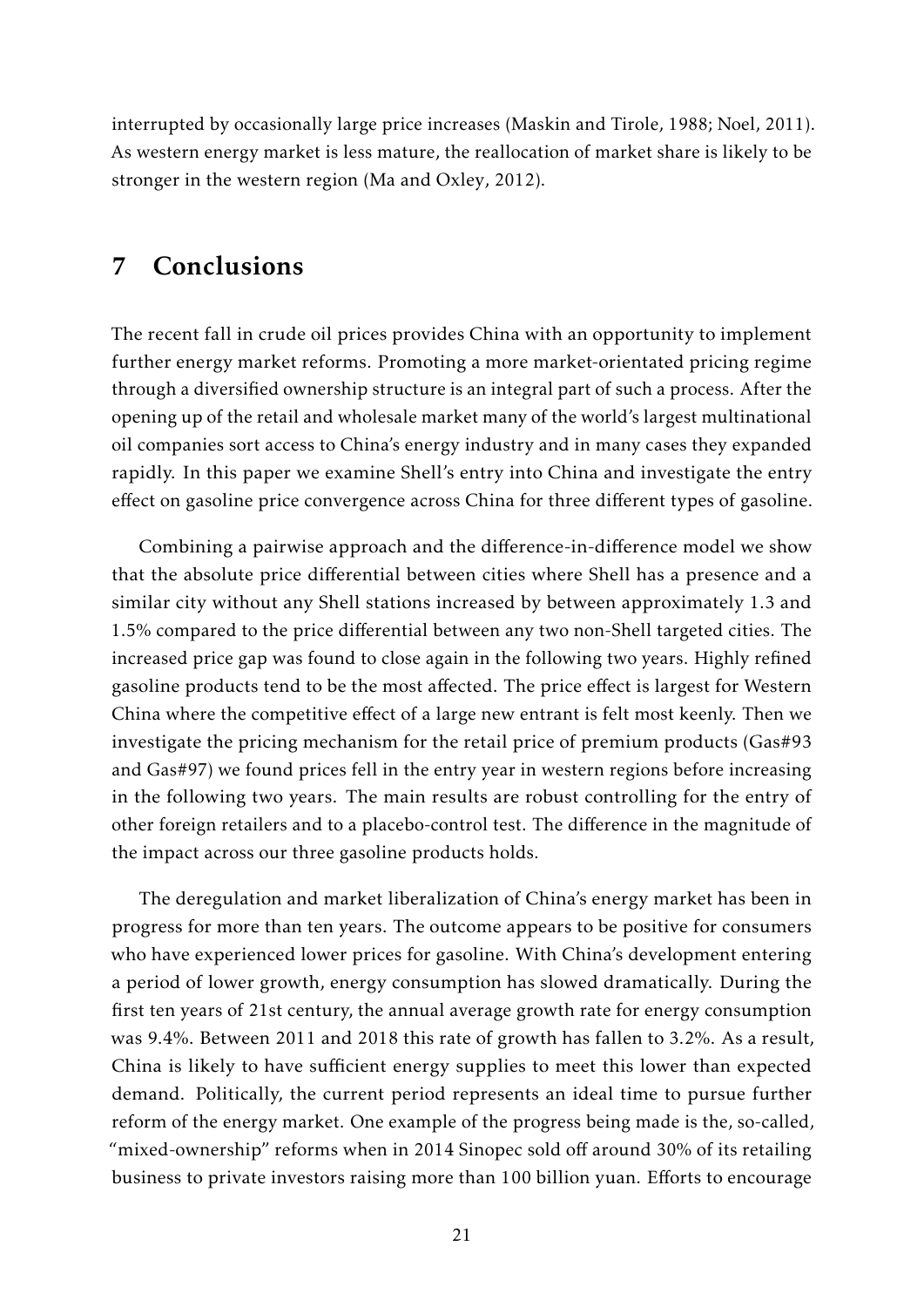interrupted by occasionally large price increases (Maskin and Tirole, 1988; Noel, 2011). As western energy market is less mature, the reallocation of market share is likely to be stronger in the western region (Ma and Oxley, 2012).

## 7 Conclusions

The recent fall in crude oil prices provides China with an opportunity to implement further energy market reforms. Promoting a more market-orientated pricing regime through a diversified ownership structure is an integral part of such a process. After the opening up of the retail and wholesale market many of the world's largest multinational oil companies sort access to China's energy industry and in many cases they expanded rapidly. In this paper we examine Shell's entry into China and investigate the entry effect on gasoline price convergence across China for three different types of gasoline.

Combining a pairwise approach and the difference-in-difference model we show that the absolute price differential between cities where Shell has a presence and a similar city without any Shell stations increased by between approximately 1.3 and 1.5% compared to the price differential between any two non-Shell targeted cities. The increased price gap was found to close again in the following two years. Highly refined gasoline products tend to be the most affected. The price effect is largest for Western China where the competitive effect of a large new entrant is felt most keenly. Then we investigate the pricing mechanism for the retail price of premium products (Gas#93 and Gas#97) we found prices fell in the entry year in western regions before increasing in the following two years. The main results are robust controlling for the entry of other foreign retailers and to a placebo-control test. The difference in the magnitude of the impact across our three gasoline products holds.

The deregulation and market liberalization of China's energy market has been in progress for more than ten years. The outcome appears to be positive for consumers who have experienced lower prices for gasoline. With China's development entering a period of lower growth, energy consumption has slowed dramatically. During the first ten years of 21st century, the annual average growth rate for energy consumption was 9.4%. Between 2011 and 2018 this rate of growth has fallen to 3.2%. As a result, China is likely to have sufficient energy supplies to meet this lower than expected demand. Politically, the current period represents an ideal time to pursue further reform of the energy market. One example of the progress being made is the, so-called, "mixed-ownership" reforms when in 2014 Sinopec sold off around 30% of its retailing business to private investors raising more than 100 billion yuan. Efforts to encourage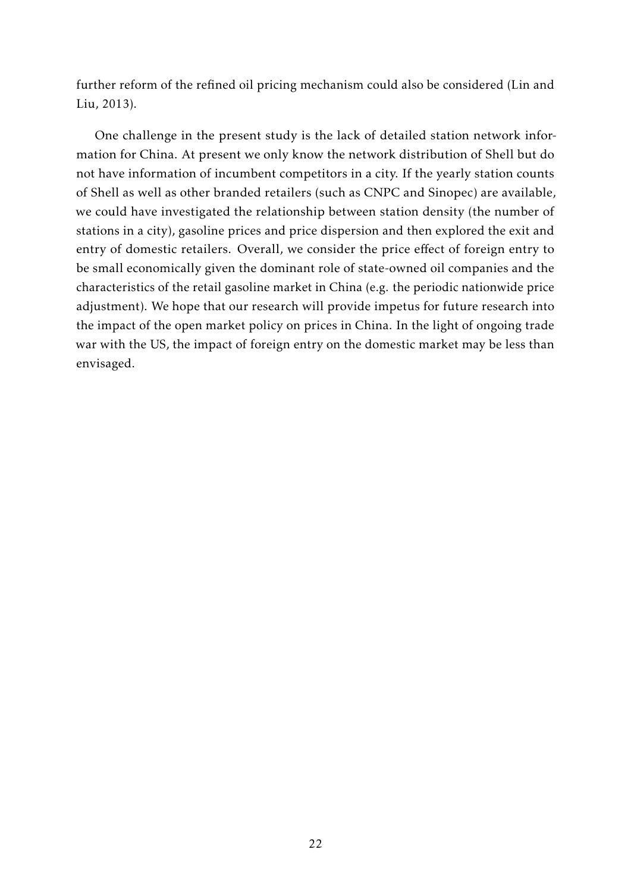further reform of the refined oil pricing mechanism could also be considered (Lin and Liu, 2013).

One challenge in the present study is the lack of detailed station network information for China. At present we only know the network distribution of Shell but do not have information of incumbent competitors in a city. If the yearly station counts of Shell as well as other branded retailers (such as CNPC and Sinopec) are available, we could have investigated the relationship between station density (the number of stations in a city), gasoline prices and price dispersion and then explored the exit and entry of domestic retailers. Overall, we consider the price effect of foreign entry to be small economically given the dominant role of state-owned oil companies and the characteristics of the retail gasoline market in China (e.g. the periodic nationwide price adjustment). We hope that our research will provide impetus for future research into the impact of the open market policy on prices in China. In the light of ongoing trade war with the US, the impact of foreign entry on the domestic market may be less than envisaged.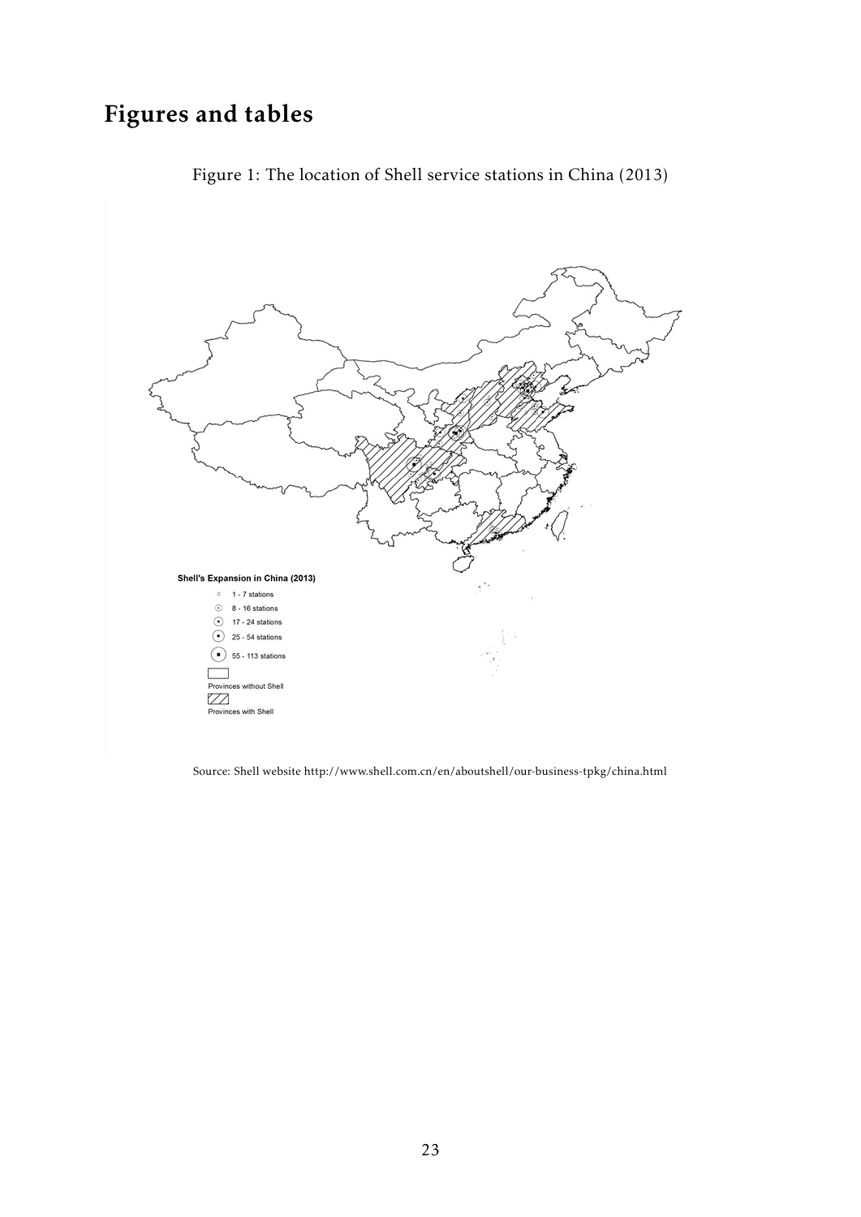# Figures and tables

Figure 1: The location of Shell service stations in China (2013)

Source: Shell website http://www.shell.com.cn/en/aboutshell/our-business-tpkg/china.html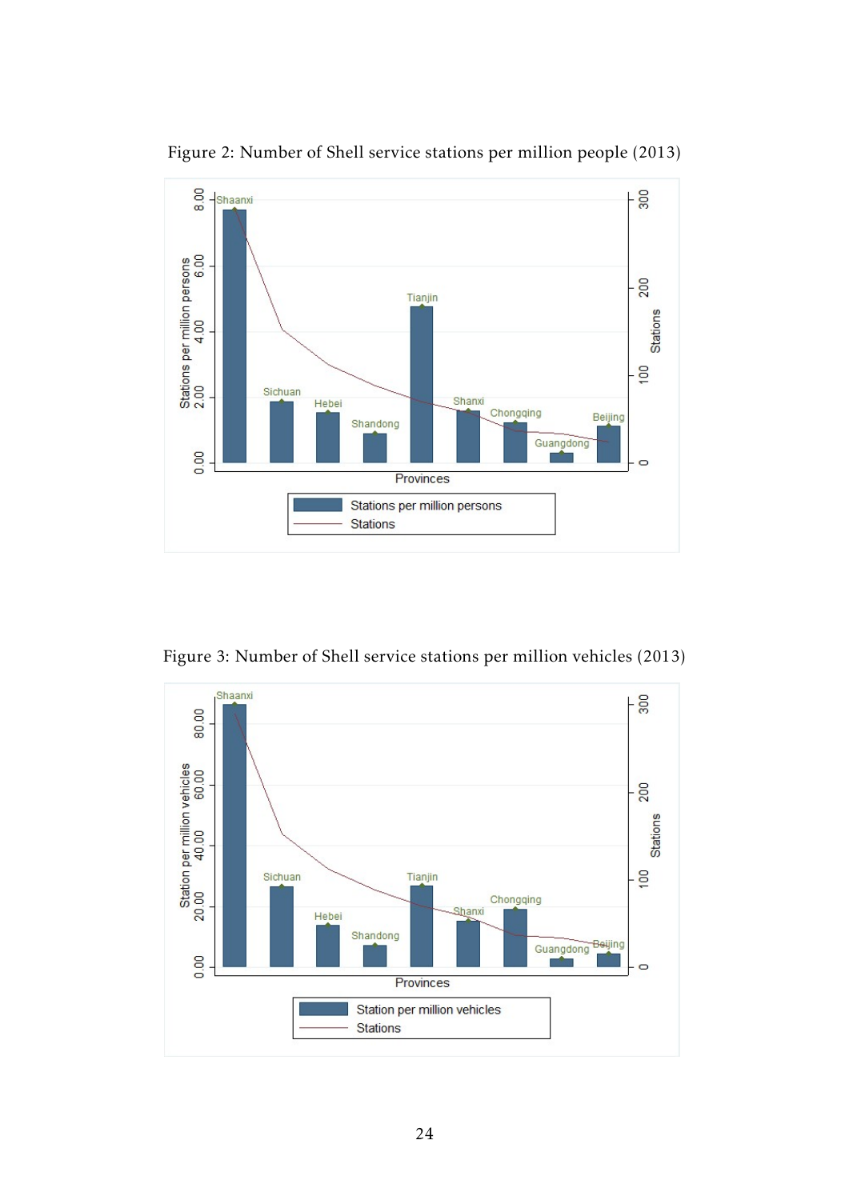Figure 2: Number of Shell service stations per million people (2013)

Figure 3: Number of Shell service stations per million vehicles (2013)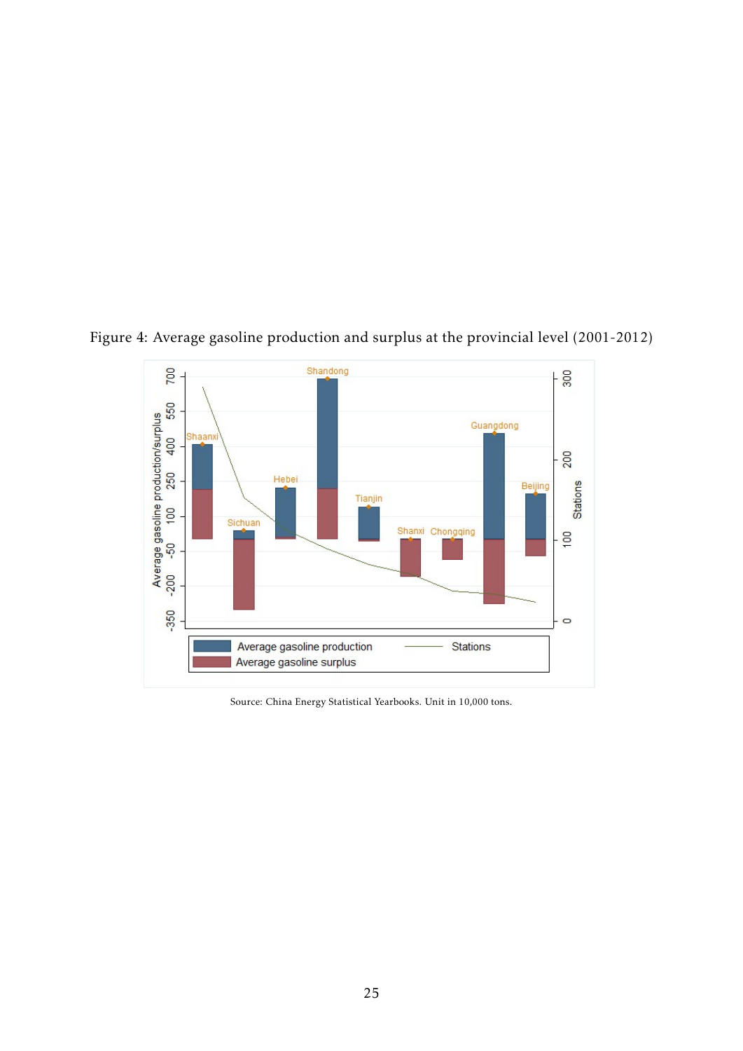Figure 4: Average gasoline production and surplus at the provincial level (2001-2012)

Source: China Energy Statistical Yearbooks. Unit in 10,000 tons.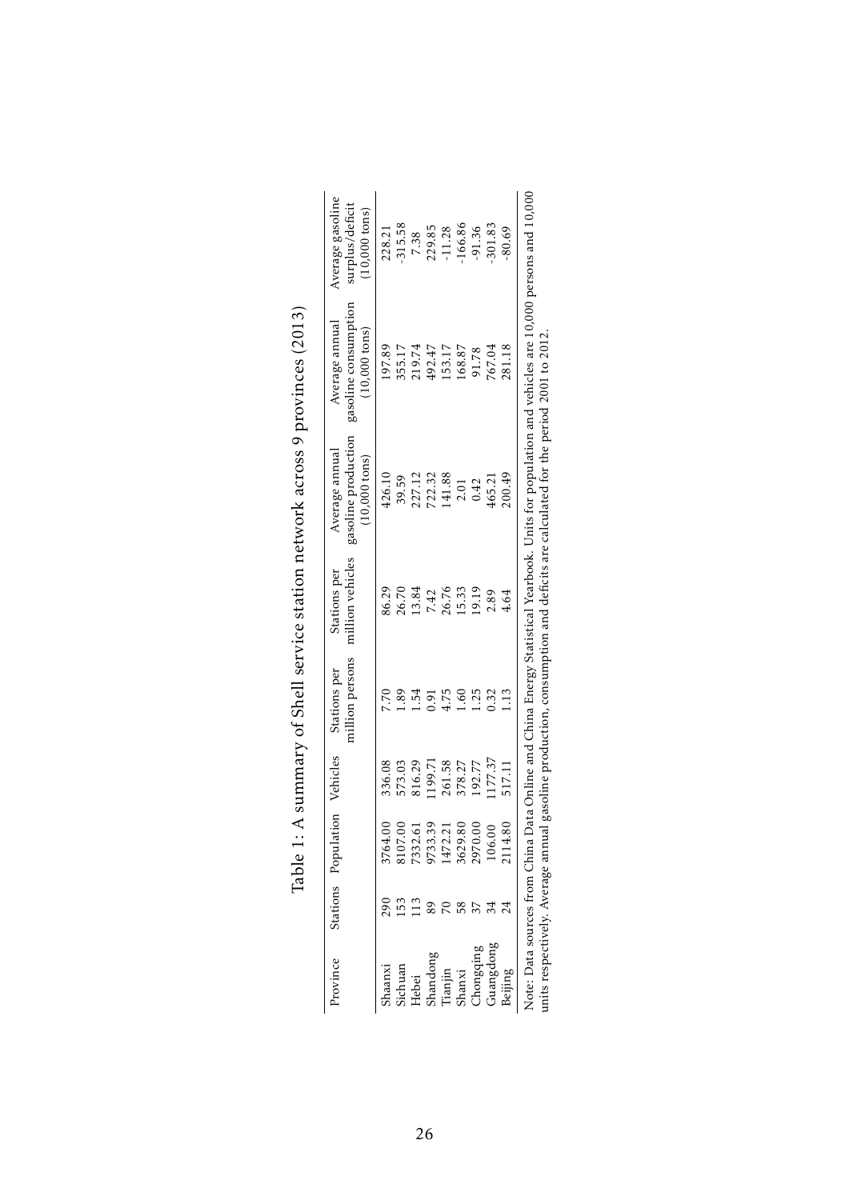Table 1: A summary of Shell service station network across 9 provinces (2013)

| Province | Stations | Population | Vehicles | Stations per million persons | Stations per million vehicles | Average annual gasoline production (10,000 tons) | Average annual gasoline consumption (10,000 tons) | Average gasoline surplus/deficit (10,000 tons) |
|---|---|---|---|---|---|---|---|---|
| Shaanxi | 290 | 3764.00 | 336.08 | 7.70 | 86.29 | 426.10 | 197.89 | 228.21 |
| Sichuan | 153 | 8107.00 | 573.03 | 1.89 | 26.70 | 39.59 | 355.17 | -315.58 |
| Hebei | 113 | 7332.61 | 816.29 | 1.54 | 13.84 | 227.12 | 219.74 | 7.38 |
| Shandong | 89 | 9733.39 | 1199.71 | 0.91 | 7.42 | 722.32 | 492.47 | 229.85 |
| Tianjin | 70 | 1472.21 | 261.58 | 4.75 | 26.76 | 141.88 | 153.17 | -11.28 |
| Shanxi | 58 | 3629.80 | 378.27 | 1.60 | 15.33 | 2.01 | 168.87 | -166.86 |
| Chongqing | 37 | 2970.00 | 192.77 | 1.25 | 19.19 | 0.42 | 91.78 | -91.36 |
| Guangdong | 34 | 106.00 | 1177.37 | 0.32 | 2.89 | 465.21 | 767.04 | -301.83 |
| Beijing | 24 | 2114.80 | 517.11 | 1.13 | 4.64 | 200.49 | 281.18 | -80.69 |

Note: Data sources from China Data Online and China Energy Statistical Yearbook. Units for population and vehicles are 10,000 persons and 10,000 units respectively. Average annual gasoline production, consumption and deficits are calculated for the period 2001 to 2012.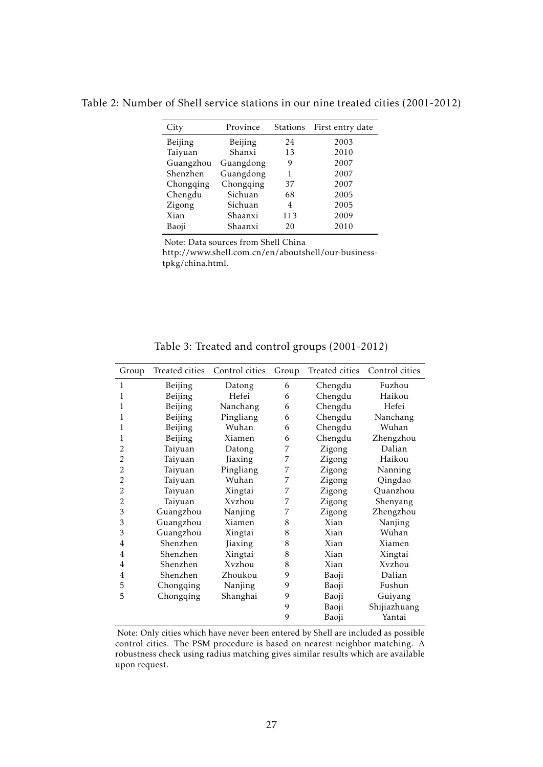Table 2: Number of Shell service stations in our nine treated cities (2001-2012)

| City | Province | Stations | First entry date |
|---|---|---|---|
| Beijing | Beijing | 24 | 2003 |
| Taiyuan | Shanxi | 13 | 2010 |
| Guangzhou | Guangdong | 9 | 2007 |
| Shenzhen | Guangdong | 1 | 2007 |
| Chongqing | Chongqing | 37 | 2007 |
| Chengdu | Sichuan | 68 | 2005 |
| Zigong | Sichuan | 4 | 2005 |
| Xian | Shaanxi | 113 | 2009 |
| Baoji | Shaanxi | 20 | 2010 |

Note: Data sources from Shell China http://www.shell.com.cn/en/aboutshell/our-business-tpkg/china.html.

Table 3: Treated and control groups (2001-2012)

| Group | Treated cities | Control cities | Group | Treated cities | Control cities |
|---|---|---|---|---|---|
| 1 | Beijing | Datong | 6 | Chengdu | Fuzhou |
| 1 | Beijing | Hefei | 6 | Chengdu | Haikou |
| 1 | Beijing | Nanchang | 6 | Chengdu | Hefei |
| 1 | Beijing | Pingliang | 6 | Chengdu | Nanchang |
| 1 | Beijing | Wuhan | 6 | Chengdu | Wuhan |
| 1 | Beijing | Xiamen | 6 | Chengdu | Zhengzhou |
| 2 | Taiyuan | Datong | 7 | Zigong | Dalian |
| 2 | Taiyuan | Jiaxing | 7 | Zigong | Haikou |
| 2 | Taiyuan | Pingliang | 7 | Zigong | Nanning |
| 2 | Taiyuan | Wuhan | 7 | Zigong | Qingdao |
| 2 | Taiyuan | Xingtai | 7 | Zigong | Quanzhou |
| 2 | Taiyuan | Xvzhou | 7 | Zigong | Shenyang |
| 3 | Guangzhou | Nanjing | 7 | Zigong | Zhengzhou |
| 3 | Guangzhou | Xiamen | 8 | Xian | Nanjing |
| 3 | Guangzhou | Xingtai | 8 | Xian | Wuhan |
| 4 | Shenzhen | Jiaxing | 8 | Xian | Xiamen |
| 4 | Shenzhen | Xingtai | 8 | Xian | Xingtai |
| 4 | Shenzhen | Xvzhou | 8 | Xian | Xvzhou |
| 4 | Shenzhen | Zhoukou | 9 | Baoji | Dalian |
| 5 | Chongqing | Nanjing | 9 | Baoji | Fushun |
| 5 | Chongqing | Shanghai | 9 | Baoji | Guiyang |
| | | | 9 | Baoji | Shijiazhuang |
| | | | 9 | Baoji | Yantai |

Note: Only cities which have never been entered by Shell are included as possible control cities. The PSM procedure is based on nearest neighbor matching. A robustness check using radius matching gives similar results which are available upon request.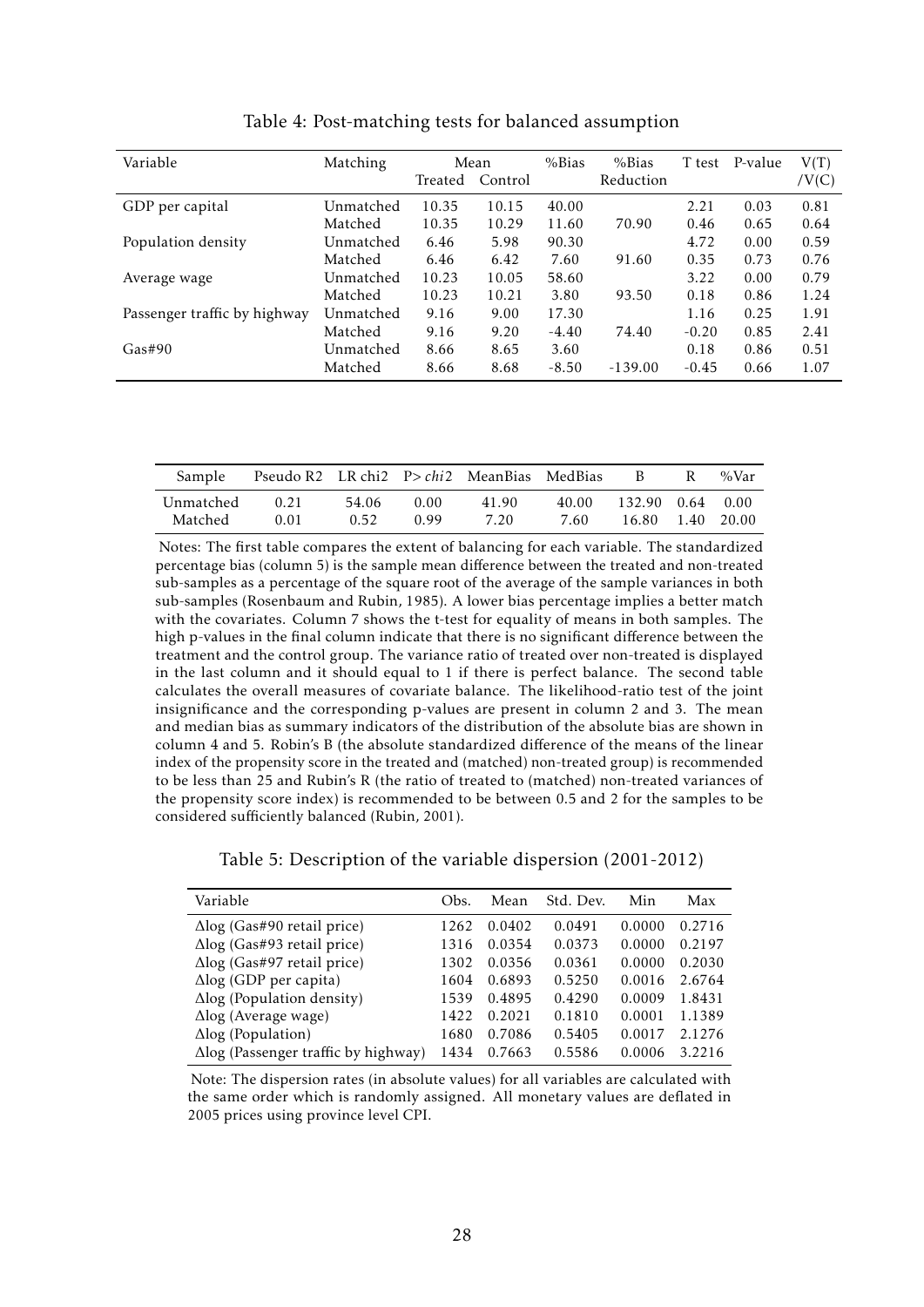Table 4: Post-matching tests for balanced assumption

| Variable | Matching | Mean | | %Bias | %Bias | T test | P-value | V(T) |
|---|---|---|---|---|---|---|---|---|
| | | Treated | Control | | Reduction | | | /V(C) |
| GDP per capital | Unmatched | 10.35 | 10.15 | 40.00 | | 2.21 | 0.03 | 0.81 |
| | Matched | 10.35 | 10.29 | 11.60 | 70.90 | 0.46 | 0.65 | 0.64 |
| Population density | Unmatched | 6.46 | 5.98 | 90.30 | | 4.72 | 0.00 | 0.59 |
| | Matched | 6.46 | 6.42 | 7.60 | 91.60 | 0.35 | 0.73 | 0.76 |
| Average wage | Unmatched | 10.23 | 10.05 | 58.60 | | 3.22 | 0.00 | 0.79 |
| | Matched | 10.23 | 10.21 | 3.80 | 93.50 | 0.18 | 0.86 | 1.24 |
| Passenger traffic by highway | Unmatched | 9.16 | 9.00 | 17.30 | | 1.16 | 0.25 | 1.91 |
| | Matched | 9.16 | 9.20 | -4.40 | 74.40 | -0.20 | 0.85 | 2.41 |
| Gas#90 | Unmatched | 8.66 | 8.65 | 3.60 | | 0.18 | 0.86 | 0.51 |
| | Matched | 8.66 | 8.68 | -8.50 | -139.00 | -0.45 | 0.66 | 1.07 |

| Sample | Pseudo R2 | LR chi2 | P> *chi*2 | MeanBias | MedBias | B | R | %Var |
|---|---|---|---|---|---|---|---|---|
| Unmatched | 0.21 | 54.06 | 0.00 | 41.90 | 40.00 | 132.90 | 0.64 | 0.00 |
| Matched | 0.01 | 0.52 | 0.99 | 7.20 | 7.60 | 16.80 | 1.40 | 20.00 |

Notes: The first table compares the extent of balancing for each variable. The standardized percentage bias (column 5) is the sample mean difference between the treated and non-treated sub-samples as a percentage of the square root of the average of the sample variances in both sub-samples (Rosenbaum and Rubin, 1985). A lower bias percentage implies a better match with the covariates. Column 7 shows the t-test for equality of means in both samples. The high p-values in the final column indicate that there is no significant difference between the treatment and the control group. The variance ratio of treated over non-treated is displayed in the last column and it should equal to 1 if there is perfect balance. The second table calculates the overall measures of covariate balance. The likelihood-ratio test of the joint insignificance and the corresponding p-values are present in column 2 and 3. The mean and median bias as summary indicators of the distribution of the absolute bias are shown in column 4 and 5. Robin's B (the absolute standardized difference of the means of the linear index of the propensity score in the treated and (matched) non-treated group) is recommended to be less than 25 and Rubin's R (the ratio of treated to (matched) non-treated variances of the propensity score index) is recommended to be between 0.5 and 2 for the samples to be considered sufficiently balanced (Rubin, 2001).

Table 5: Description of the variable dispersion (2001-2012)

| Variable | Obs. | Mean | Std. Dev. | Min | Max |
|---|---|---|---|---|---|
| $\Delta$log (Gas#90 retail price) | 1262 | 0.0402 | 0.0491 | 0.0000 | 0.2716 |
| $\Delta$log (Gas#93 retail price) | 1316 | 0.0354 | 0.0373 | 0.0000 | 0.2197 |
| $\Delta$log (Gas#97 retail price) | 1302 | 0.0356 | 0.0361 | 0.0000 | 0.2030 |
| $\Delta$log (GDP per capita) | 1604 | 0.6893 | 0.5250 | 0.0016 | 2.6764 |
| $\Delta$log (Population density) | 1539 | 0.4895 | 0.4290 | 0.0009 | 1.8431 |
| $\Delta$log (Average wage) | 1422 | 0.2021 | 0.1810 | 0.0001 | 1.1389 |
| $\Delta$log (Population) | 1680 | 0.7086 | 0.5405 | 0.0017 | 2.1276 |
| $\Delta$log (Passenger traffic by highway) | 1434 | 0.7663 | 0.5586 | 0.0006 | 3.2216 |

Note: The dispersion rates (in absolute values) for all variables are calculated with the same order which is randomly assigned. All monetary values are deflated in 2005 prices using province level CPI.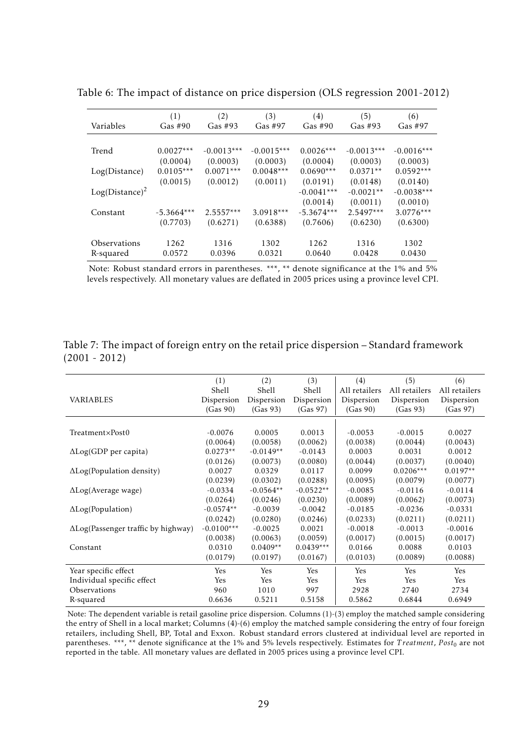Table 6: The impact of distance on price dispersion (OLS regression 2001-2012)

| Variables | (1) Gas #90 | (2) Gas #93 | (3) Gas #97 | (4) Gas #90 | (5) Gas #93 | (6) Gas #97 |
|---|---|---|---|---|---|---|
| Trend | 0.0027*** | -0.0013*** | -0.0015*** | 0.0026*** | -0.0013*** | -0.0016*** |
| | (0.0004) | (0.0003) | (0.0003) | (0.0004) | (0.0003) | (0.0003) |
| Log(Distance) | 0.0105*** | 0.0071*** | 0.0048*** | 0.0690*** | 0.0371** | 0.0592*** |
| | (0.0015) | (0.0012) | (0.0011) | (0.0191) | (0.0148) | (0.0140) |
| $\text{Log(Distance)}^2$ | | | | -0.0041*** | -0.0021** | -0.0038*** |
| | | | | (0.0014) | (0.0011) | (0.0010) |
| Constant | -5.3664*** | 2.5557*** | 3.0918*** | -5.3674*** | 2.5497*** | 3.0776*** |
| | (0.7703) | (0.6271) | (0.6388) | (0.7606) | (0.6230) | (0.6300) |
| Observations | 1262 | 1316 | 1302 | 1262 | 1316 | 1302 |
| R-squared | 0.0572 | 0.0396 | 0.0321 | 0.0640 | 0.0428 | 0.0430 |

Note: Robust standard errors in parentheses. ***, ** denote significance at the 1% and 5% levels respectively. All monetary values are deflated in 2005 prices using a province level CPI.

Table 7: The impact of foreign entry on the retail price dispersion – Standard framework (2001 - 2012)

| VARIABLES | (1) Shell Dispersion (Gas 90) | (2) Shell Dispersion (Gas 93) | (3) Shell Dispersion (Gas 97) | (4) All retailers Dispersion (Gas 90) | (5) All retailers Dispersion (Gas 93) | (6) All retailers Dispersion (Gas 97) |
|---|---|---|---|---|---|---|
| Treatment×Post0 | -0.0076 | 0.0005 | 0.0013 | -0.0053 | -0.0015 | 0.0027 |
| | (0.0064) | (0.0058) | (0.0062) | (0.0038) | (0.0044) | (0.0043) |
| ΔLog(GDP per capita) | 0.0273** | -0.0149** | -0.0143 | 0.0003 | 0.0031 | 0.0012 |
| | (0.0126) | (0.0073) | (0.0080) | (0.0044) | (0.0037) | (0.0040) |
| ΔLog(Population density) | 0.0027 | 0.0329 | 0.0117 | 0.0099 | 0.0206*** | 0.0197** |
| | (0.0239) | (0.0302) | (0.0288) | (0.0095) | (0.0079) | (0.0077) |
| ΔLog(Average wage) | -0.0334 | -0.0564** | -0.0522** | -0.0085 | -0.0116 | -0.0114 |
| | (0.0264) | (0.0246) | (0.0230) | (0.0089) | (0.0062) | (0.0073) |
| ΔLog(Population) | -0.0574** | -0.0039 | -0.0042 | -0.0185 | -0.0236 | -0.0331 |
| | (0.0242) | (0.0280) | (0.0246) | (0.0233) | (0.0211) | (0.0211) |
| ΔLog(Passenger traffic by highway) | -0.0100*** | -0.0025 | 0.0021 | -0.0018 | -0.0013 | -0.0016 |
| | (0.0038) | (0.0063) | (0.0059) | (0.0017) | (0.0015) | (0.0017) |
| Constant | 0.0310 | 0.0409** | 0.0439*** | 0.0166 | 0.0088 | 0.0103 |
| | (0.0179) | (0.0197) | (0.0167) | (0.0103) | (0.0089) | (0.0088) |
| Year specific effect | Yes | Yes | Yes | Yes | Yes | Yes |
| Individual specific effect | Yes | Yes | Yes | Yes | Yes | Yes |
| Observations | 960 | 1010 | 997 | 2928 | 2740 | 2734 |
| R-squared | 0.6636 | 0.5211 | 0.5158 | 0.5862 | 0.6844 | 0.6949 |

Note: The dependent variable is retail gasoline price dispersion. Columns (1)-(3) employ the matched sample considering the entry of Shell in a local market; Columns (4)-(6) employ the matched sample considering the entry of four foreign retailers, including Shell, BP, Total and Exxon. Robust standard errors clustered at individual level are reported in parentheses. ***, ** denote significance at the 1% and 5% levels respectively. Estimates for $Treatment$, $Post_0$ are not reported in the table. All monetary values are deflated in 2005 prices using a province level CPI.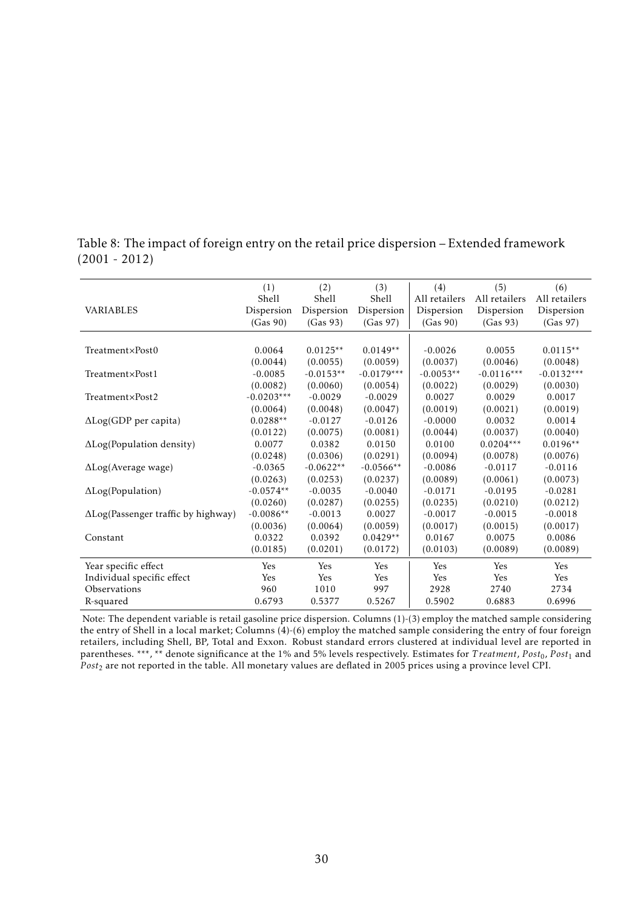Table 8: The impact of foreign entry on the retail price dispersion – Extended framework (2001 - 2012)

| VARIABLES | (1) Shell Dispersion (Gas 90) | (2) Shell Dispersion (Gas 93) | (3) Shell Dispersion (Gas 97) | (4) All retailers Dispersion (Gas 90) | (5) All retailers Dispersion (Gas 93) | (6) All retailers Dispersion (Gas 97) |
|---|---|---|---|---|---|---|
| Treatment×Post0 | 0.0064 | 0.0125** | 0.0149** | -0.0026 | 0.0055 | 0.0115** |
| | (0.0044) | (0.0055) | (0.0059) | (0.0037) | (0.0046) | (0.0048) |
| Treatment×Post1 | -0.0085 | -0.0153** | -0.0179*** | -0.0053** | -0.0116*** | -0.0132*** |
| | (0.0082) | (0.0060) | (0.0054) | (0.0022) | (0.0029) | (0.0030) |
| Treatment×Post2 | -0.0203*** | -0.0029 | -0.0029 | 0.0027 | 0.0029 | 0.0017 |
| | (0.0064) | (0.0048) | (0.0047) | (0.0019) | (0.0021) | (0.0019) |
| ΔLog(GDP per capita) | 0.0288** | -0.0127 | -0.0126 | -0.0000 | 0.0032 | 0.0014 |
| | (0.0122) | (0.0075) | (0.0081) | (0.0044) | (0.0037) | (0.0040) |
| ΔLog(Population density) | 0.0077 | 0.0382 | 0.0150 | 0.0100 | 0.0204*** | 0.0196** |
| | (0.0248) | (0.0306) | (0.0291) | (0.0094) | (0.0078) | (0.0076) |
| ΔLog(Average wage) | -0.0365 | -0.0622** | -0.0566** | -0.0086 | -0.0117 | -0.0116 |
| | (0.0263) | (0.0253) | (0.0237) | (0.0089) | (0.0061) | (0.0073) |
| ΔLog(Population) | -0.0574** | -0.0035 | -0.0040 | -0.0171 | -0.0195 | -0.0281 |
| | (0.0260) | (0.0287) | (0.0255) | (0.0235) | (0.0210) | (0.0212) |
| ΔLog(Passenger traffic by highway) | -0.0086** | -0.0013 | 0.0027 | -0.0017 | -0.0015 | -0.0018 |
| | (0.0036) | (0.0064) | (0.0059) | (0.0017) | (0.0015) | (0.0017) |
| Constant | 0.0322 | 0.0392 | 0.0429** | 0.0167 | 0.0075 | 0.0086 |
| | (0.0185) | (0.0201) | (0.0172) | (0.0103) | (0.0089) | (0.0089) |
| Year specific effect | Yes | Yes | Yes | Yes | Yes | Yes |
| Individual specific effect | Yes | Yes | Yes | Yes | Yes | Yes |
| Observations | 960 | 1010 | 997 | 2928 | 2740 | 2734 |
| R-squared | 0.6793 | 0.5377 | 0.5267 | 0.5902 | 0.6883 | 0.6996 |

Note: The dependent variable is retail gasoline price dispersion. Columns (1)-(3) employ the matched sample considering the entry of Shell in a local market; Columns (4)-(6) employ the matched sample considering the entry of four foreign retailers, including Shell, BP, Total and Exxon. Robust standard errors clustered at individual level are reported in parentheses. ***, ** denote significance at the 1% and 5% levels respectively. Estimates for $Treatment$, $Post_0$, $Post_1$ and $Post_2$ are not reported in the table. All monetary values are deflated in 2005 prices using a province level CPI.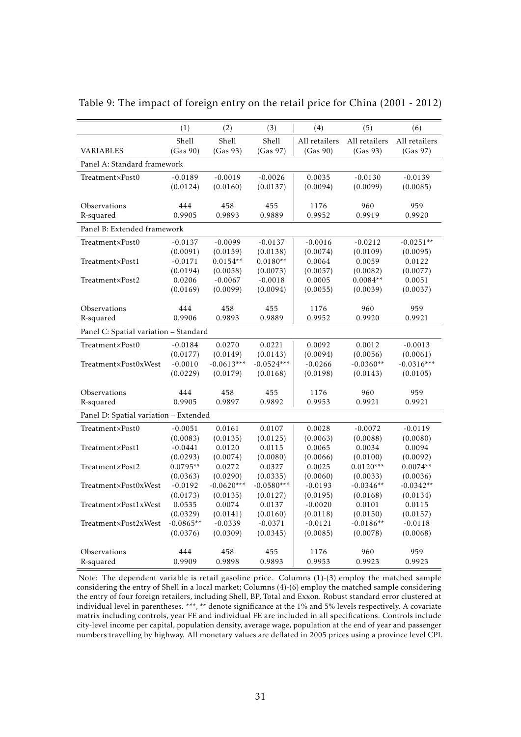Table 9: The impact of foreign entry on the retail price for China (2001 - 2012)

| | (1) | (2) | (3) | (4) | (5) | (6) |
|---|---|---|---|---|---|---|
| VARIABLES | Shell (Gas 90) | Shell (Gas 93) | Shell (Gas 97) | All retailers (Gas 90) | All retailers (Gas 93) | All retailers (Gas 97) |
| Panel A: Standard framework | | | | | | |
| Treatment×Post0 | -0.0189 | -0.0019 | -0.0026 | 0.0035 | -0.0130 | -0.0139 |
| | (0.0124) | (0.0160) | (0.0137) | (0.0094) | (0.0099) | (0.0085) |
| Observations | 444 | 458 | 455 | 1176 | 960 | 959 |
| R-squared | 0.9905 | 0.9893 | 0.9889 | 0.9952 | 0.9919 | 0.9920 |
| Panel B: Extended framework | | | | | | |
| Treatment×Post0 | -0.0137 | -0.0099 | -0.0137 | -0.0016 | -0.0212 | -0.0251** |
| | (0.0091) | (0.0159) | (0.0138) | (0.0074) | (0.0109) | (0.0095) |
| Treatment×Post1 | -0.0171 | 0.0154** | 0.0180** | 0.0064 | 0.0059 | 0.0122 |
| | (0.0194) | (0.0058) | (0.0073) | (0.0057) | (0.0082) | (0.0077) |
| Treatment×Post2 | 0.0206 | -0.0067 | -0.0018 | 0.0005 | 0.0084** | 0.0051 |
| | (0.0169) | (0.0099) | (0.0094) | (0.0055) | (0.0039) | (0.0037) |
| Observations | 444 | 458 | 455 | 1176 | 960 | 959 |
| R-squared | 0.9906 | 0.9893 | 0.9889 | 0.9952 | 0.9920 | 0.9921 |
| Panel C: Spatial variation – Standard | | | | | | |
| Treatment×Post0 | -0.0184 | 0.0270 | 0.0221 | 0.0092 | 0.0012 | -0.0013 |
| | (0.0177) | (0.0149) | (0.0143) | (0.0094) | (0.0056) | (0.0061) |
| Treatment×Post0xWest | -0.0010 | -0.0613*** | -0.0524*** | -0.0266 | -0.0360** | -0.0316*** |
| | (0.0229) | (0.0179) | (0.0168) | (0.0198) | (0.0143) | (0.0105) |
| Observations | 444 | 458 | 455 | 1176 | 960 | 959 |
| R-squared | 0.9905 | 0.9897 | 0.9892 | 0.9953 | 0.9921 | 0.9921 |
| Panel D: Spatial variation – Extended | | | | | | |
| Treatment×Post0 | -0.0051 | 0.0161 | 0.0107 | 0.0028 | -0.0072 | -0.0119 |
| | (0.0083) | (0.0135) | (0.0125) | (0.0063) | (0.0088) | (0.0080) |
| Treatment×Post1 | -0.0441 | 0.0120 | 0.0115 | 0.0065 | 0.0034 | 0.0094 |
| | (0.0293) | (0.0074) | (0.0080) | (0.0066) | (0.0100) | (0.0092) |
| Treatment×Post2 | 0.0795** | 0.0272 | 0.0327 | 0.0025 | 0.0120*** | 0.0074** |
| | (0.0363) | (0.0290) | (0.0335) | (0.0060) | (0.0033) | (0.0036) |
| Treatment×Post0xWest | -0.0192 | -0.0620*** | -0.0580*** | -0.0193 | -0.0346** | -0.0342** |
| | (0.0173) | (0.0135) | (0.0127) | (0.0195) | (0.0168) | (0.0134) |
| Treatment×Post1xWest | 0.0535 | 0.0074 | 0.0137 | -0.0020 | 0.0101 | 0.0115 |
| | (0.0329) | (0.0141) | (0.0160) | (0.0118) | (0.0150) | (0.0157) |
| Treatment×Post2xWest | -0.0865** | -0.0339 | -0.0371 | -0.0121 | -0.0186** | -0.0118 |
| | (0.0376) | (0.0309) | (0.0345) | (0.0085) | (0.0078) | (0.0068) |
| Observations | 444 | 458 | 455 | 1176 | 960 | 959 |
| R-squared | 0.9909 | 0.9898 | 0.9893 | 0.9953 | 0.9923 | 0.9923 |

Note: The dependent variable is retail gasoline price. Columns (1)-(3) employ the matched sample considering the entry of Shell in a local market; Columns (4)-(6) employ the matched sample considering the entry of four foreign retailers, including Shell, BP, Total and Exxon. Robust standard error clustered at individual level in parentheses. ***, ** denote significance at the 1% and 5% levels respectively. A covariate matrix including controls, year FE and individual FE are included in all specifications. Controls include city-level income per capital, population density, average wage, population at the end of year and passenger numbers travelling by highway. All monetary values are deflated in 2005 prices using a province level CPI.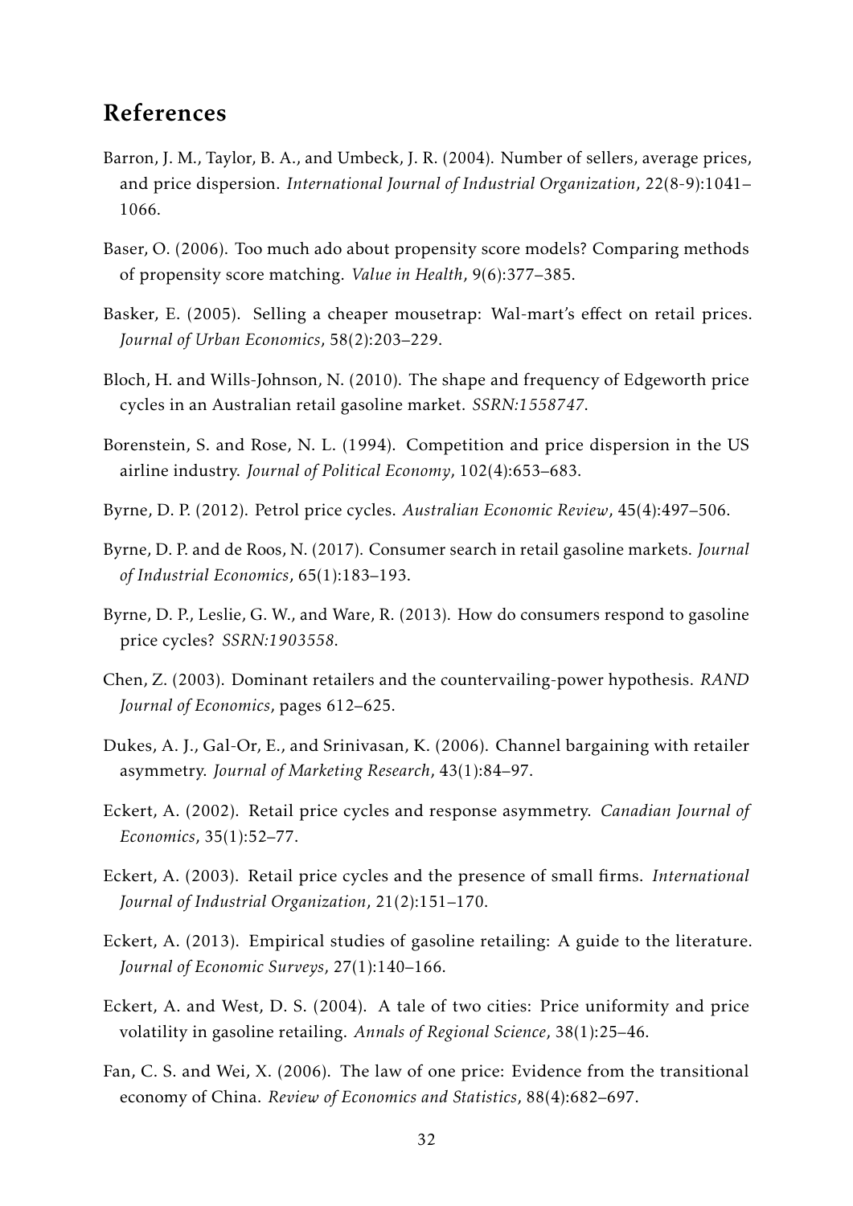## References

Barron, J. M., Taylor, B. A., and Umbeck, J. R. (2004). Number of sellers, average prices, and price dispersion. *International Journal of Industrial Organization*, 22(8-9):1041–1066.

Baser, O. (2006). Too much ado about propensity score models? Comparing methods of propensity score matching. *Value in Health*, 9(6):377–385.

Basker, E. (2005). Selling a cheaper mousetrap: Wal-mart's effect on retail prices. *Journal of Urban Economics*, 58(2):203–229.

Bloch, H. and Wills-Johnson, N. (2010). The shape and frequency of Edgeworth price cycles in an Australian retail gasoline market. *SSRN:1558747*.

Borenstein, S. and Rose, N. L. (1994). Competition and price dispersion in the US airline industry. *Journal of Political Economy*, 102(4):653–683.

Byrne, D. P. (2012). Petrol price cycles. *Australian Economic Review*, 45(4):497–506.

Byrne, D. P. and de Roos, N. (2017). Consumer search in retail gasoline markets. *Journal of Industrial Economics*, 65(1):183–193.

Byrne, D. P., Leslie, G. W., and Ware, R. (2013). How do consumers respond to gasoline price cycles? *SSRN:1903558*.

Chen, Z. (2003). Dominant retailers and the countervailing-power hypothesis. *RAND Journal of Economics*, pages 612–625.

Dukes, A. J., Gal-Or, E., and Srinivasan, K. (2006). Channel bargaining with retailer asymmetry. *Journal of Marketing Research*, 43(1):84–97.

Eckert, A. (2002). Retail price cycles and response asymmetry. *Canadian Journal of Economics*, 35(1):52–77.

Eckert, A. (2003). Retail price cycles and the presence of small firms. *International Journal of Industrial Organization*, 21(2):151–170.

Eckert, A. (2013). Empirical studies of gasoline retailing: A guide to the literature. *Journal of Economic Surveys*, 27(1):140–166.

Eckert, A. and West, D. S. (2004). A tale of two cities: Price uniformity and price volatility in gasoline retailing. *Annals of Regional Science*, 38(1):25–46.

Fan, C. S. and Wei, X. (2006). The law of one price: Evidence from the transitional economy of China. *Review of Economics and Statistics*, 88(4):682–697.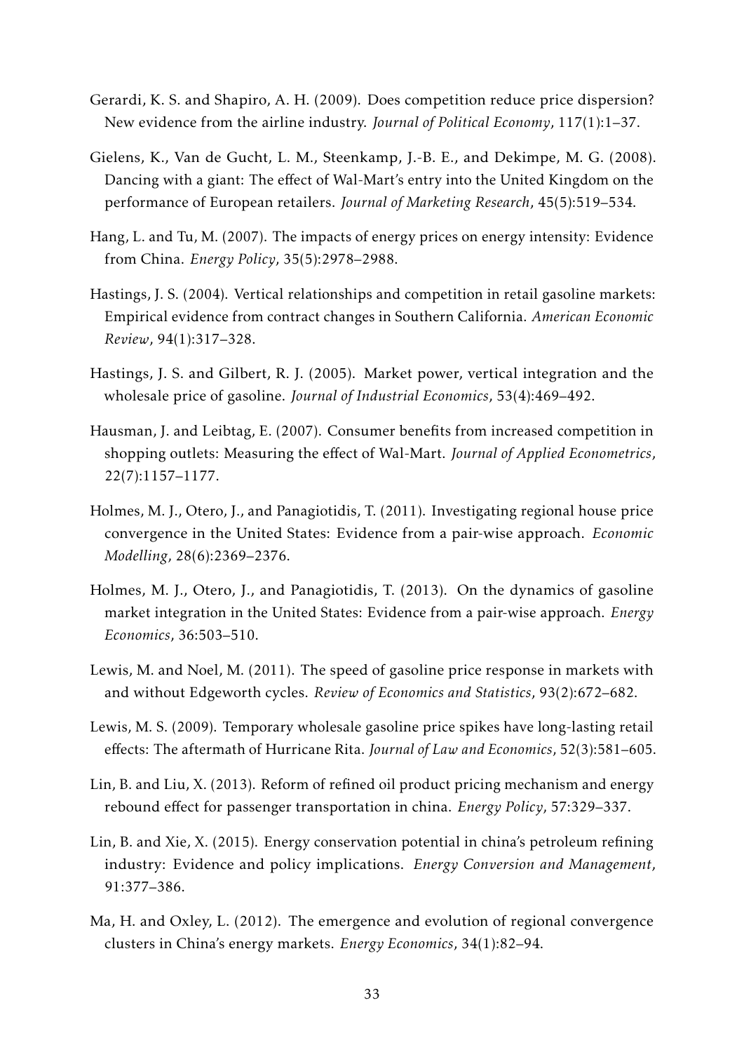Gerardi, K. S. and Shapiro, A. H. (2009). Does competition reduce price dispersion? New evidence from the airline industry. *Journal of Political Economy*, 117(1):1–37.

Gielens, K., Van de Gucht, L. M., Steenkamp, J.-B. E., and Dekimpe, M. G. (2008). Dancing with a giant: The effect of Wal-Mart's entry into the United Kingdom on the performance of European retailers. *Journal of Marketing Research*, 45(5):519–534.

Hang, L. and Tu, M. (2007). The impacts of energy prices on energy intensity: Evidence from China. *Energy Policy*, 35(5):2978–2988.

Hastings, J. S. (2004). Vertical relationships and competition in retail gasoline markets: Empirical evidence from contract changes in Southern California. *American Economic Review*, 94(1):317–328.

Hastings, J. S. and Gilbert, R. J. (2005). Market power, vertical integration and the wholesale price of gasoline. *Journal of Industrial Economics*, 53(4):469–492.

Hausman, J. and Leibtag, E. (2007). Consumer benefits from increased competition in shopping outlets: Measuring the effect of Wal-Mart. *Journal of Applied Econometrics*, 22(7):1157–1177.

Holmes, M. J., Otero, J., and Panagiotidis, T. (2011). Investigating regional house price convergence in the United States: Evidence from a pair-wise approach. *Economic Modelling*, 28(6):2369–2376.

Holmes, M. J., Otero, J., and Panagiotidis, T. (2013). On the dynamics of gasoline market integration in the United States: Evidence from a pair-wise approach. *Energy Economics*, 36:503–510.

Lewis, M. and Noel, M. (2011). The speed of gasoline price response in markets with and without Edgeworth cycles. *Review of Economics and Statistics*, 93(2):672–682.

Lewis, M. S. (2009). Temporary wholesale gasoline price spikes have long-lasting retail effects: The aftermath of Hurricane Rita. *Journal of Law and Economics*, 52(3):581–605.

Lin, B. and Liu, X. (2013). Reform of refined oil product pricing mechanism and energy rebound effect for passenger transportation in china. *Energy Policy*, 57:329–337.

Lin, B. and Xie, X. (2015). Energy conservation potential in china's petroleum refining industry: Evidence and policy implications. *Energy Conversion and Management*, 91:377–386.

Ma, H. and Oxley, L. (2012). The emergence and evolution of regional convergence clusters in China's energy markets. *Energy Economics*, 34(1):82–94.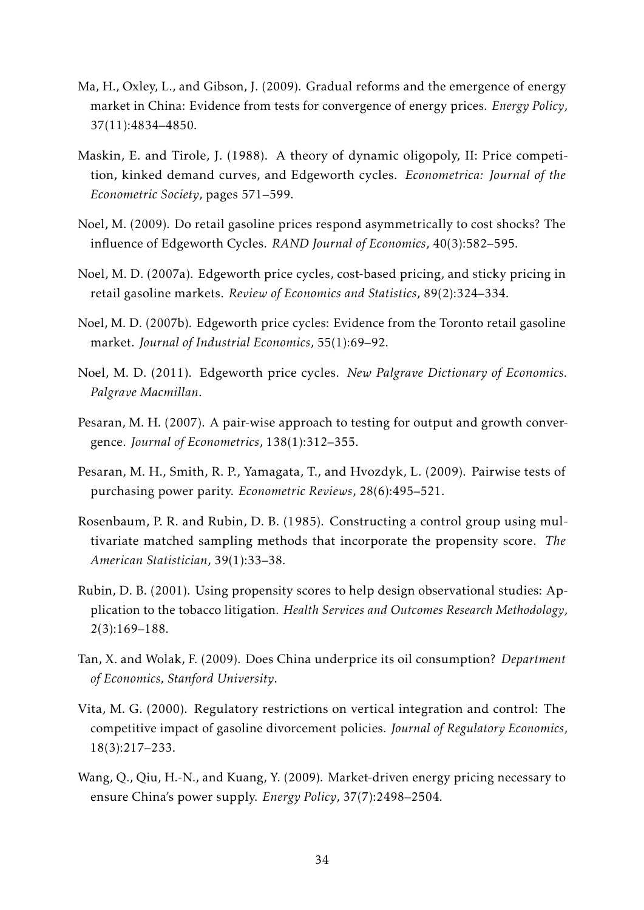Ma, H., Oxley, L., and Gibson, J. (2009). Gradual reforms and the emergence of energy market in China: Evidence from tests for convergence of energy prices. *Energy Policy*, 37(11):4834–4850.

Maskin, E. and Tirole, J. (1988). A theory of dynamic oligopoly, II: Price competition, kinked demand curves, and Edgeworth cycles. *Econometrica: Journal of the Econometric Society*, pages 571–599.

Noel, M. (2009). Do retail gasoline prices respond asymmetrically to cost shocks? The influence of Edgeworth Cycles. *RAND Journal of Economics*, 40(3):582–595.

Noel, M. D. (2007a). Edgeworth price cycles, cost-based pricing, and sticky pricing in retail gasoline markets. *Review of Economics and Statistics*, 89(2):324–334.

Noel, M. D. (2007b). Edgeworth price cycles: Evidence from the Toronto retail gasoline market. *Journal of Industrial Economics*, 55(1):69–92.

Noel, M. D. (2011). Edgeworth price cycles. *New Palgrave Dictionary of Economics. Palgrave Macmillan*.

Pesaran, M. H. (2007). A pair-wise approach to testing for output and growth convergence. *Journal of Econometrics*, 138(1):312–355.

Pesaran, M. H., Smith, R. P., Yamagata, T., and Hvozdyk, L. (2009). Pairwise tests of purchasing power parity. *Econometric Reviews*, 28(6):495–521.

Rosenbaum, P. R. and Rubin, D. B. (1985). Constructing a control group using multivariate matched sampling methods that incorporate the propensity score. *The American Statistician*, 39(1):33–38.

Rubin, D. B. (2001). Using propensity scores to help design observational studies: Application to the tobacco litigation. *Health Services and Outcomes Research Methodology*, 2(3):169–188.

Tan, X. and Wolak, F. (2009). Does China underprice its oil consumption? *Department of Economics, Stanford University*.

Vita, M. G. (2000). Regulatory restrictions on vertical integration and control: The competitive impact of gasoline divorcement policies. *Journal of Regulatory Economics*, 18(3):217–233.

Wang, Q., Qiu, H.-N., and Kuang, Y. (2009). Market-driven energy pricing necessary to ensure China's power supply. *Energy Policy*, 37(7):2498–2504.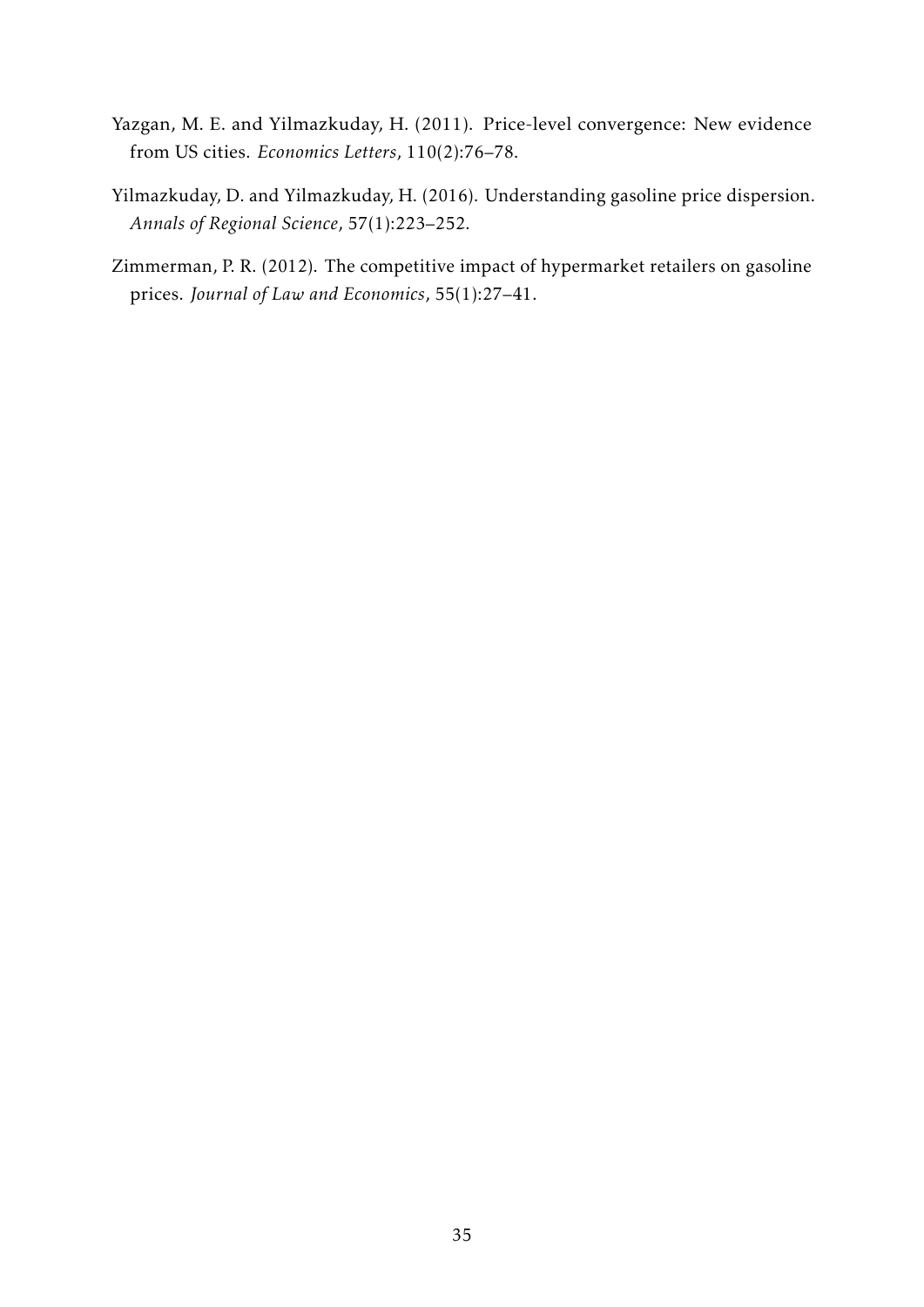Yazgan, M. E. and Yilmazkuday, H. (2011). Price-level convergence: New evidence from US cities. *Economics Letters*, 110(2):76–78.

Yilmazkuday, D. and Yilmazkuday, H. (2016). Understanding gasoline price dispersion. *Annals of Regional Science*, 57(1):223–252.

Zimmerman, P. R. (2012). The competitive impact of hypermarket retailers on gasoline prices. *Journal of Law and Economics*, 55(1):27–41.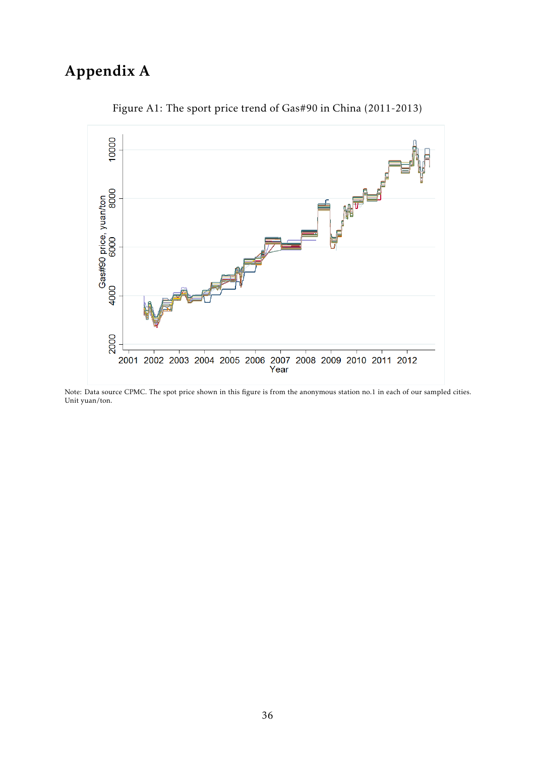# Appendix A

Figure A1: The sport price trend of Gas#90 in China (2011-2013)

Note: Data source CPMC. The spot price shown in this figure is from the anonymous station no.1 in each of our sampled cities. Unit yuan/ton.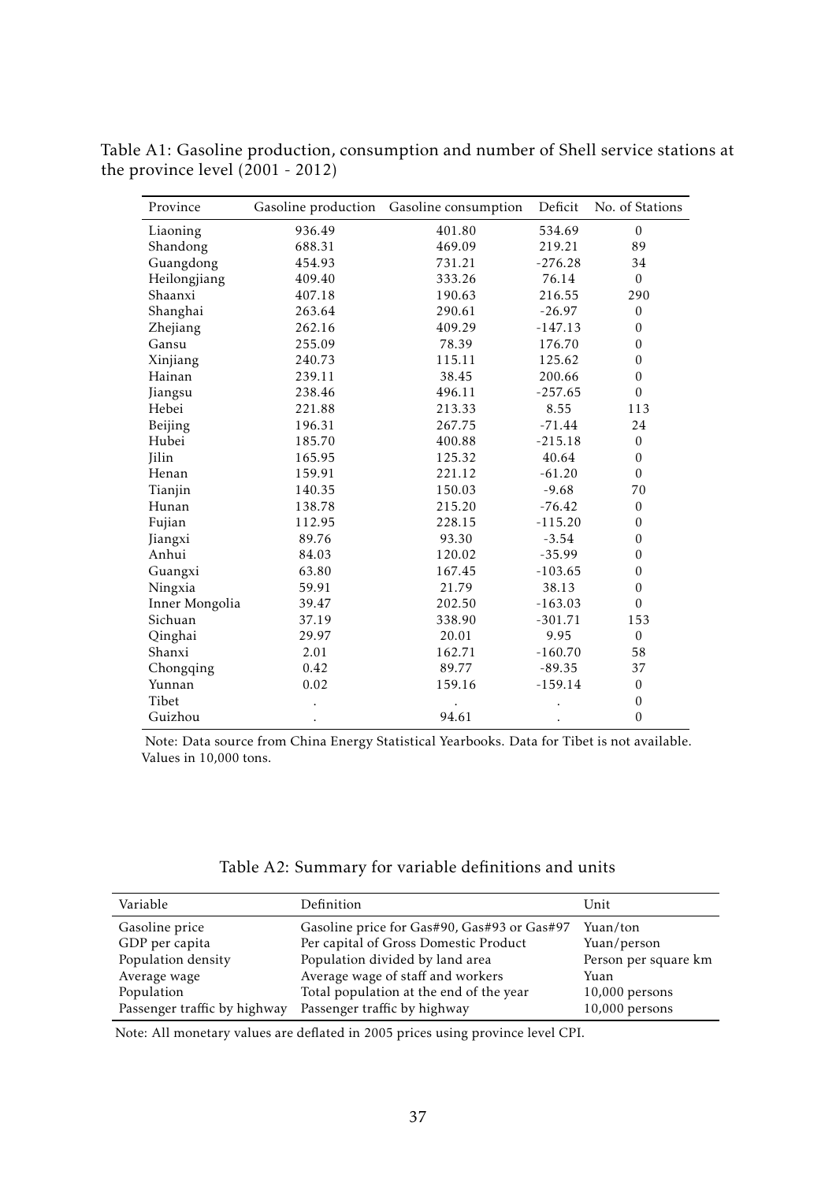Table A1: Gasoline production, consumption and number of Shell service stations at the province level (2001 - 2012)

| Province | Gasoline production | Gasoline consumption | Deficit | No. of Stations |
|---|---|---|---|---|
| Liaoning | 936.49 | 401.80 | 534.69 | 0 |
| Shandong | 688.31 | 469.09 | 219.21 | 89 |
| Guangdong | 454.93 | 731.21 | -276.28 | 34 |
| Heilongjiang | 409.40 | 333.26 | 76.14 | 0 |
| Shaanxi | 407.18 | 190.63 | 216.55 | 290 |
| Shanghai | 263.64 | 290.61 | -26.97 | 0 |
| Zhejiang | 262.16 | 409.29 | -147.13 | 0 |
| Gansu | 255.09 | 78.39 | 176.70 | 0 |
| Xinjiang | 240.73 | 115.11 | 125.62 | 0 |
| Hainan | 239.11 | 38.45 | 200.66 | 0 |
| Jiangsu | 238.46 | 496.11 | -257.65 | 0 |
| Hebei | 221.88 | 213.33 | 8.55 | 113 |
| Beijing | 196.31 | 267.75 | -71.44 | 24 |
| Hubei | 185.70 | 400.88 | -215.18 | 0 |
| Jilin | 165.95 | 125.32 | 40.64 | 0 |
| Henan | 159.91 | 221.12 | -61.20 | 0 |
| Tianjin | 140.35 | 150.03 | -9.68 | 70 |
| Hunan | 138.78 | 215.20 | -76.42 | 0 |
| Fujian | 112.95 | 228.15 | -115.20 | 0 |
| Jiangxi | 89.76 | 93.30 | -3.54 | 0 |
| Anhui | 84.03 | 120.02 | -35.99 | 0 |
| Guangxi | 63.80 | 167.45 | -103.65 | 0 |
| Ningxia | 59.91 | 21.79 | 38.13 | 0 |
| Inner Mongolia | 39.47 | 202.50 | -163.03 | 0 |
| Sichuan | 37.19 | 338.90 | -301.71 | 153 |
| Qinghai | 29.97 | 20.01 | 9.95 | 0 |
| Shanxi | 2.01 | 162.71 | -160.70 | 58 |
| Chongqing | 0.42 | 89.77 | -89.35 | 37 |
| Yunnan | 0.02 | 159.16 | -159.14 | 0 |
| Tibet | . | . | . | 0 |
| Guizhou | . | 94.61 | . | 0 |

Note: Data source from China Energy Statistical Yearbooks. Data for Tibet is not available. Values in 10,000 tons.

Table A2: Summary for variable definitions and units

| Variable | Definition | Unit |
|---|---|---|
| Gasoline price | Gasoline price for Gas#90, Gas#93 or Gas#97 | Yuan/ton |
| GDP per capita | Per capital of Gross Domestic Product | Yuan/person |
| Population density | Population divided by land area | Person per square km |
| Average wage | Average wage of staff and workers | Yuan |
| Population | Total population at the end of the year | 10,000 persons |
| Passenger traffic by highway | Passenger traffic by highway | 10,000 persons |

Note: All monetary values are deflated in 2005 prices using province level CPI.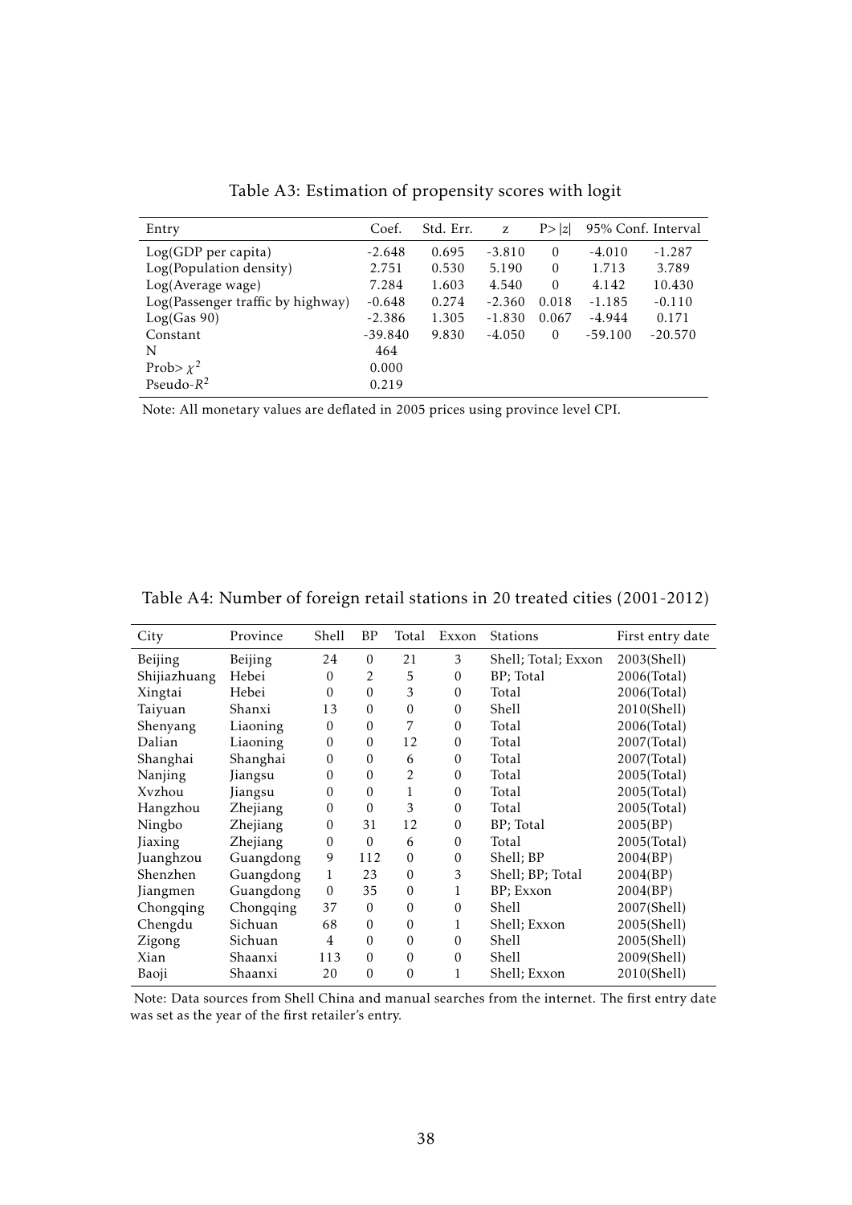Table A3: Estimation of propensity scores with logit

| Entry | Coef. | Std. Err. | z | P> \|z\| | 95% Conf. Interval | |
|---|---|---|---|---|---|---|
| Log(GDP per capita) | -2.648 | 0.695 | -3.810 | 0 | -4.010 | -1.287 |
| Log(Population density) | 2.751 | 0.530 | 5.190 | 0 | 1.713 | 3.789 |
| Log(Average wage) | 7.284 | 1.603 | 4.540 | 0 | 4.142 | 10.430 |
| Log(Passenger traffic by highway) | -0.648 | 0.274 | -2.360 | 0.018 | -1.185 | -0.110 |
| Log(Gas 90) | -2.386 | 1.305 | -1.830 | 0.067 | -4.944 | 0.171 |
| Constant | -39.840 | 9.830 | -4.050 | 0 | -59.100 | -20.570 |
| N | 464 | | | | | |
| Prob> $\chi^2$ | 0.000 | | | | | |
| Pseudo-$R^2$ | 0.219 | | | | | |

Note: All monetary values are deflated in 2005 prices using province level CPI.

Table A4: Number of foreign retail stations in 20 treated cities (2001-2012)

| City | Province | Shell | BP | Total | Exxon | Stations | First entry date |
|---|---|---|---|---|---|---|---|
| Beijing | Beijing | 24 | 0 | 21 | 3 | Shell; Total; Exxon | 2003(Shell) |
| Shijiazhuang | Hebei | 0 | 2 | 5 | 0 | BP; Total | 2006(Total) |
| Xingtai | Hebei | 0 | 0 | 3 | 0 | Total | 2006(Total) |
| Taiyuan | Shanxi | 13 | 0 | 0 | 0 | Shell | 2010(Shell) |
| Shenyang | Liaoning | 0 | 0 | 7 | 0 | Total | 2006(Total) |
| Dalian | Liaoning | 0 | 0 | 12 | 0 | Total | 2007(Total) |
| Shanghai | Shanghai | 0 | 0 | 6 | 0 | Total | 2007(Total) |
| Nanjing | Jiangsu | 0 | 0 | 2 | 0 | Total | 2005(Total) |
| Xvzhou | Jiangsu | 0 | 0 | 1 | 0 | Total | 2005(Total) |
| Hangzhou | Zhejiang | 0 | 0 | 3 | 0 | Total | 2005(Total) |
| Ningbo | Zhejiang | 0 | 31 | 12 | 0 | BP; Total | 2005(BP) |
| Jiaxing | Zhejiang | 0 | 0 | 6 | 0 | Total | 2005(Total) |
| Juanghzou | Guangdong | 9 | 112 | 0 | 0 | Shell; BP | 2004(BP) |
| Shenzhen | Guangdong | 1 | 23 | 0 | 3 | Shell; BP; Total | 2004(BP) |
| Jiangmen | Guangdong | 0 | 35 | 0 | 1 | BP; Exxon | 2004(BP) |
| Chongqing | Chongqing | 37 | 0 | 0 | 0 | Shell | 2007(Shell) |
| Chengdu | Sichuan | 68 | 0 | 0 | 1 | Shell; Exxon | 2005(Shell) |
| Zigong | Sichuan | 4 | 0 | 0 | 0 | Shell | 2005(Shell) |
| Xian | Shaanxi | 113 | 0 | 0 | 0 | Shell | 2009(Shell) |
| Baoji | Shaanxi | 20 | 0 | 0 | 1 | Shell; Exxon | 2010(Shell) |

Note: Data sources from Shell China and manual searches from the internet. The first entry date was set as the year of the first retailer's entry.